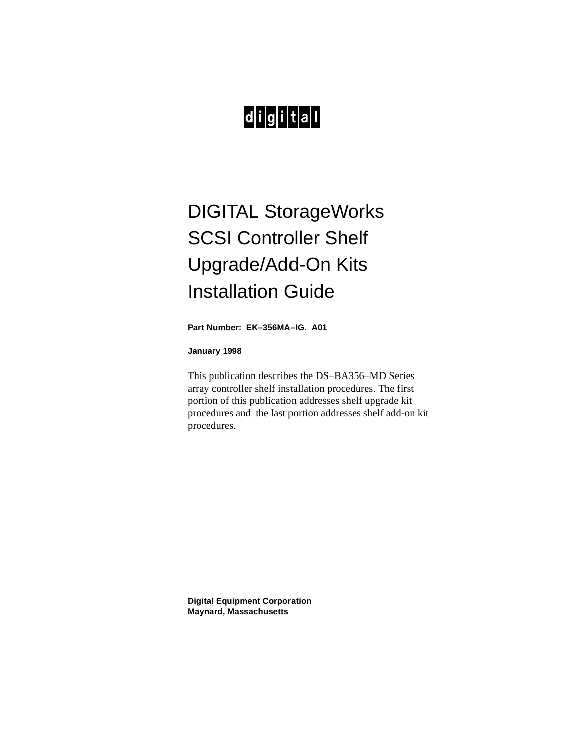digital

# DIGITAL StorageWorks SCSI Controller Shelf Upgrade/Add-On Kits Installation Guide

**Part Number: EK–356MA–IG. A01**

**January 1998**

This publication describes the DS–BA356–MD Series array controller shelf installation procedures. The first portion of this publication addresses shelf upgrade kit procedures and the last portion addresses shelf add-on kit procedures.

**Digital Equipment Corporation**
**Maynard, Massachusetts**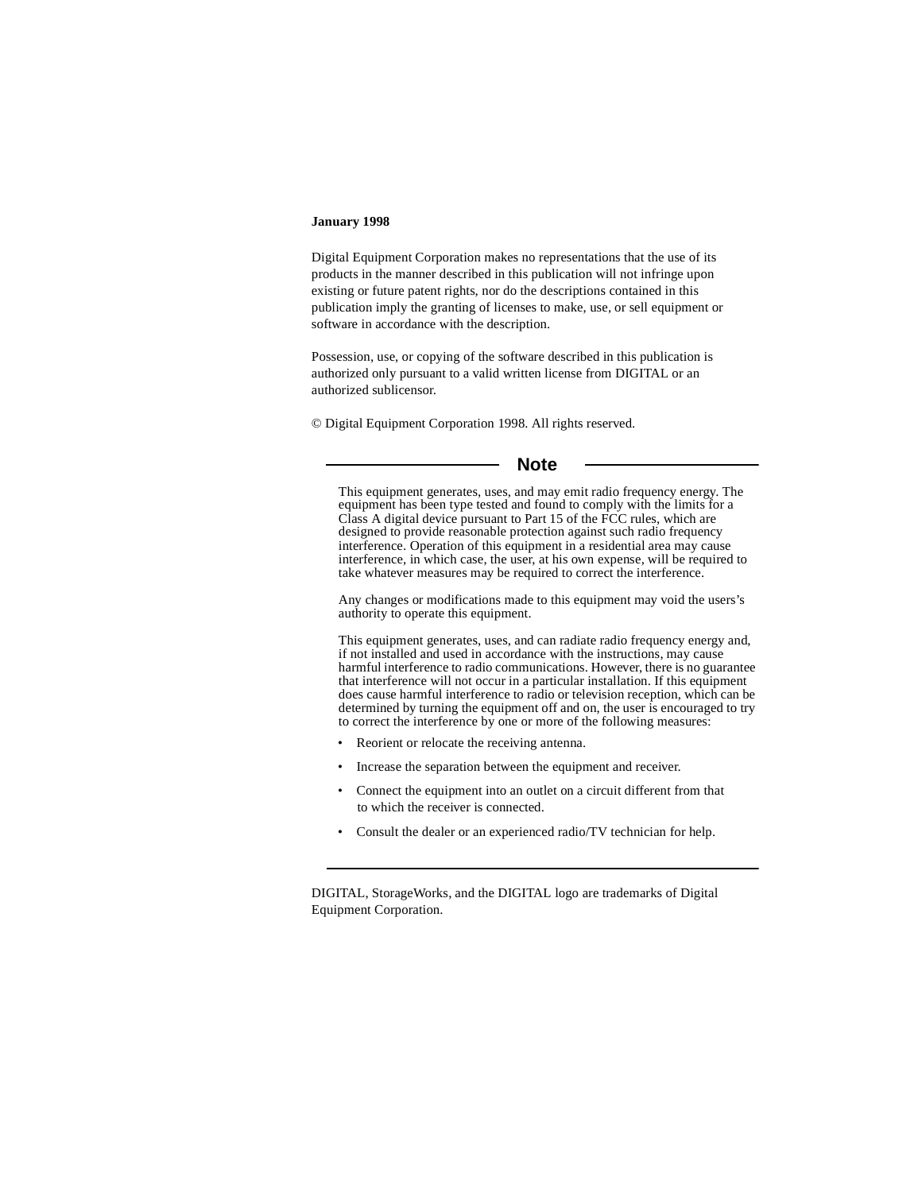**January 1998**

Digital Equipment Corporation makes no representations that the use of its products in the manner described in this publication will not infringe upon existing or future patent rights, nor do the descriptions contained in this publication imply the granting of licenses to make, use, or sell equipment or software in accordance with the description.

Possession, use, or copying of the software described in this publication is authorized only pursuant to a valid written license from DIGITAL or an authorized sublicensor.

© Digital Equipment Corporation 1998. All rights reserved.

**Note**

This equipment generates, uses, and may emit radio frequency energy. The equipment has been type tested and found to comply with the limits for a Class A digital device pursuant to Part 15 of the FCC rules, which are designed to provide reasonable protection against such radio frequency interference. Operation of this equipment in a residential area may cause interference, in which case, the user, at his own expense, will be required to take whatever measures may be required to correct the interference.

Any changes or modifications made to this equipment may void the users's authority to operate this equipment.

This equipment generates, uses, and can radiate radio frequency energy and, if not installed and used in accordance with the instructions, may cause harmful interference to radio communications. However, there is no guarantee that interference will not occur in a particular installation. If this equipment does cause harmful interference to radio or television reception, which can be determined by turning the equipment off and on, the user is encouraged to try to correct the interference by one or more of the following measures:

- Reorient or relocate the receiving antenna.
- Increase the separation between the equipment and receiver.
- Connect the equipment into an outlet on a circuit different from that to which the receiver is connected.
- Consult the dealer or an experienced radio/TV technician for help.

---

DIGITAL, StorageWorks, and the DIGITAL logo are trademarks of Digital Equipment Corporation.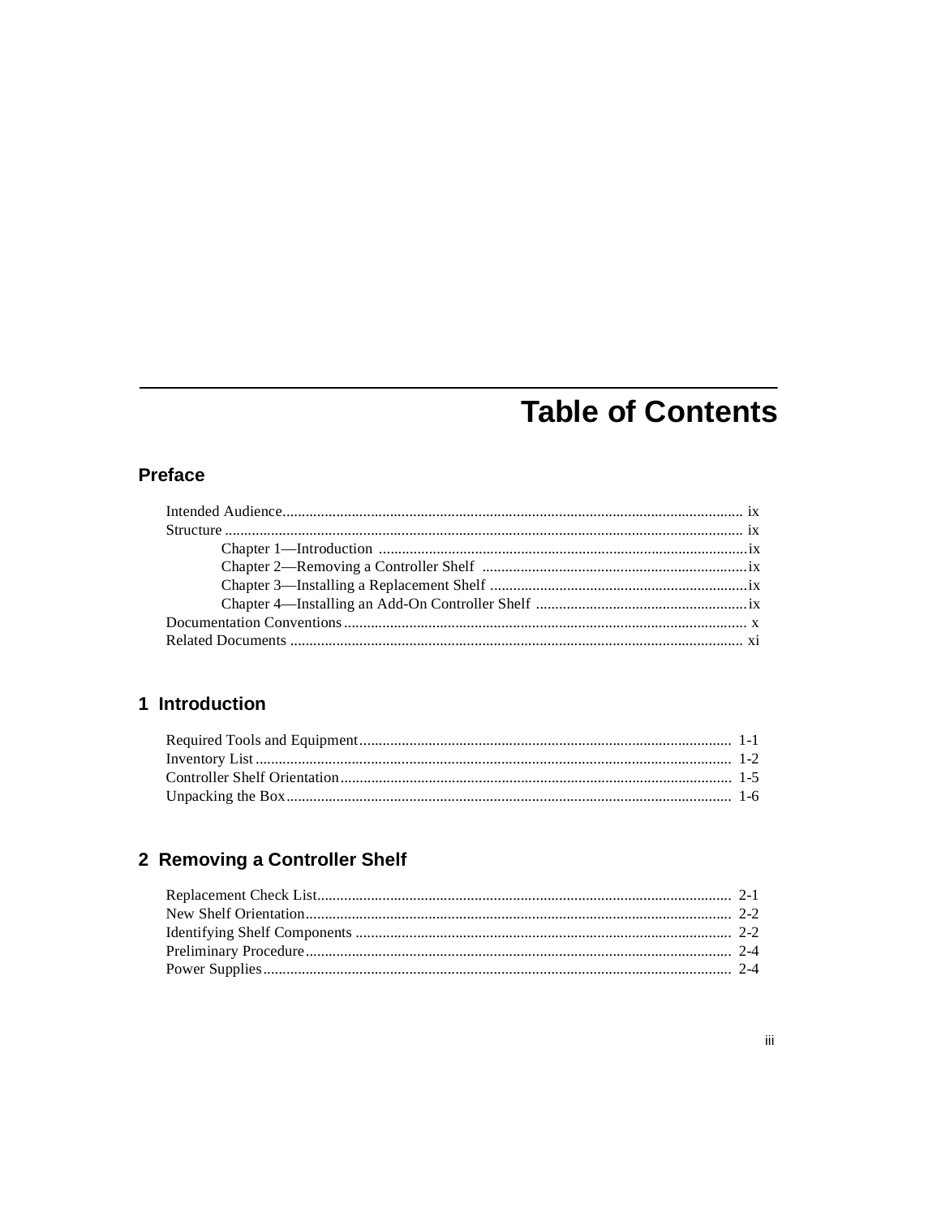# Table of Contents

## Preface

Intended Audience....................................................................................................................... ix
Structure ...................................................................................................................................... ix
    Chapter 1—Introduction ...............................................................................................ix
    Chapter 2—Removing a Controller Shelf ....................................................................ix
    Chapter 3—Installing a Replacement Shelf ..................................................................ix
    Chapter 4—Installing an Add-On Controller Shelf ......................................................ix
Documentation Conventions........................................................................................................ x
Related Documents ..................................................................................................................... xi

## 1 Introduction

Required Tools and Equipment................................................................................................ 1-1
Inventory List ........................................................................................................................... 1-2
Controller Shelf Orientation..................................................................................................... 1-5
Unpacking the Box................................................................................................................... 1-6

## 2 Removing a Controller Shelf

Replacement Check List........................................................................................................... 2-1
New Shelf Orientation.............................................................................................................. 2-2
Identifying Shelf Components ................................................................................................. 2-2
Preliminary Procedure.............................................................................................................. 2-4
Power Supplies......................................................................................................................... 2-4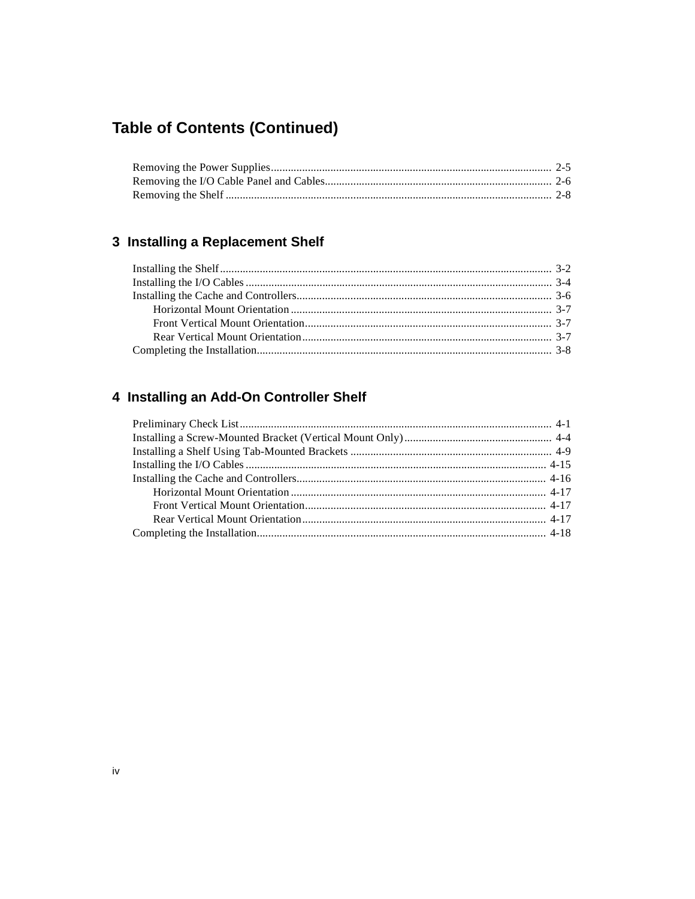# Table of Contents (Continued)

Removing the Power Supplies .................................................................................................. 2-5
Removing the I/O Cable Panel and Cables ............................................................................... 2-6
Removing the Shelf .................................................................................................................. 2-8

## 3 Installing a Replacement Shelf

Installing the Shelf .................................................................................................................... 3-2
Installing the I/O Cables ........................................................................................................... 3-4
Installing the Cache and Controllers ......................................................................................... 3-6
    Horizontal Mount Orientation ........................................................................................... 3-7
    Front Vertical Mount Orientation ...................................................................................... 3-7
    Rear Vertical Mount Orientation ....................................................................................... 3-7
Completing the Installation ........................................................................................................ 3-8

## 4 Installing an Add-On Controller Shelf

Preliminary Check List ............................................................................................................. 4-1
Installing a Screw-Mounted Bracket (Vertical Mount Only) ................................................... 4-4
Installing a Shelf Using Tab-Mounted Brackets ...................................................................... 4-9
Installing the I/O Cables ......................................................................................................... 4-15
Installing the Cache and Controllers ....................................................................................... 4-16
    Horizontal Mount Orientation ......................................................................................... 4-17
    Front Vertical Mount Orientation .................................................................................... 4-17
    Rear Vertical Mount Orientation ..................................................................................... 4-17
Completing the Installation ...................................................................................................... 4-18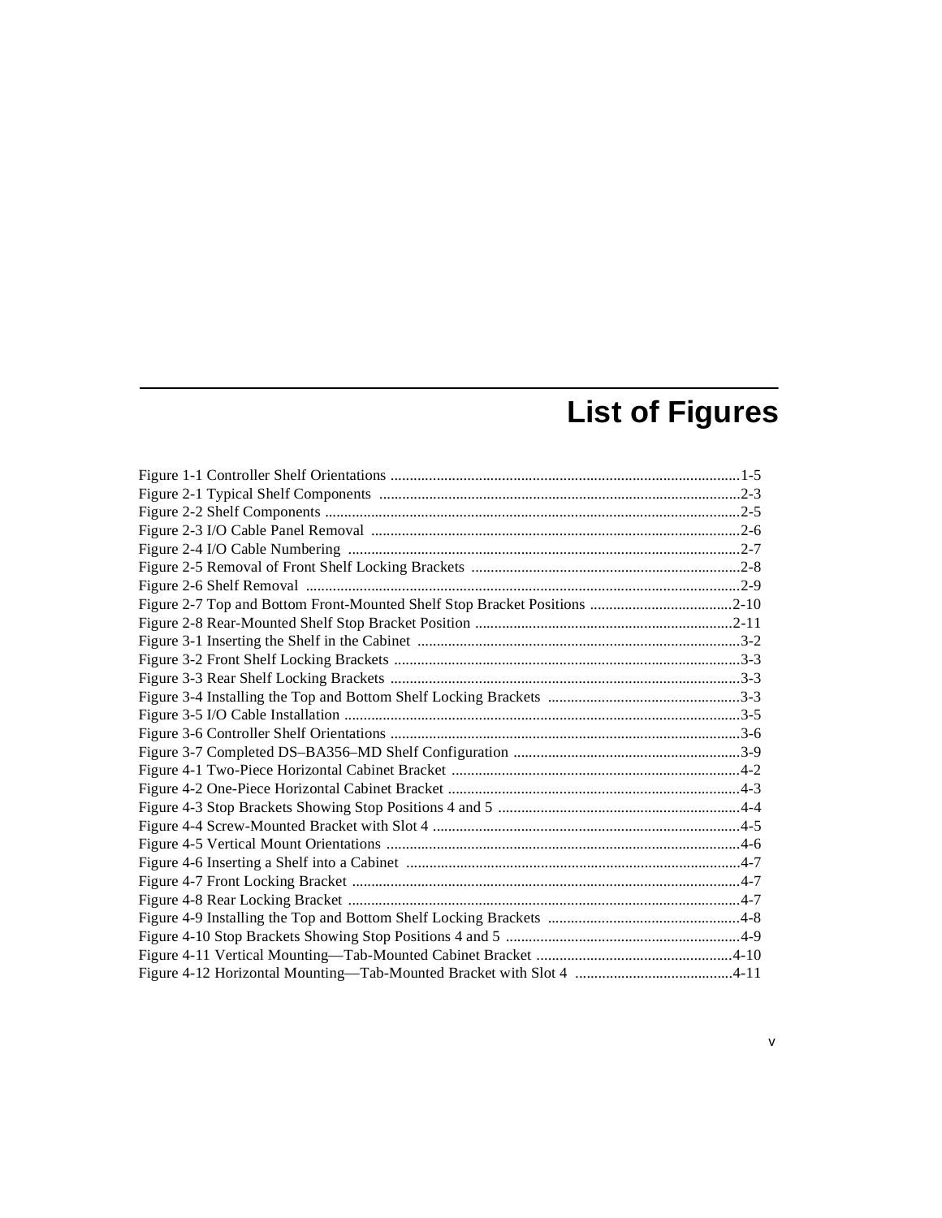# List of Figures

Figure 1-1 Controller Shelf Orientations ..........................................................................................1-5
Figure 2-1 Typical Shelf Components .............................................................................................2-3
Figure 2-2 Shelf Components ...........................................................................................................2-5
Figure 2-3 I/O Cable Panel Removal ................................................................................................2-6
Figure 2-4 I/O Cable Numbering ......................................................................................................2-7
Figure 2-5 Removal of Front Shelf Locking Brackets ......................................................................2-8
Figure 2-6 Shelf Removal .................................................................................................................2-9
Figure 2-7 Top and Bottom Front-Mounted Shelf Stop Bracket Positions .....................................2-10
Figure 2-8 Rear-Mounted Shelf Stop Bracket Position ...................................................................2-11
Figure 3-1 Inserting the Shelf in the Cabinet ...................................................................................3-2
Figure 3-2 Front Shelf Locking Brackets .........................................................................................3-3
Figure 3-3 Rear Shelf Locking Brackets ..........................................................................................3-3
Figure 3-4 Installing the Top and Bottom Shelf Locking Brackets ..................................................3-3
Figure 3-5 I/O Cable Installation ......................................................................................................3-5
Figure 3-6 Controller Shelf Orientations ...........................................................................................3-6
Figure 3-7 Completed DS–BA356–MD Shelf Configuration ...........................................................3-9
Figure 4-1 Two-Piece Horizontal Cabinet Bracket ...........................................................................4-2
Figure 4-2 One-Piece Horizontal Cabinet Bracket ............................................................................4-3
Figure 4-3 Stop Brackets Showing Stop Positions 4 and 5 ..............................................................4-4
Figure 4-4 Screw-Mounted Bracket with Slot 4 ................................................................................4-5
Figure 4-5 Vertical Mount Orientations ............................................................................................4-6
Figure 4-6 Inserting a Shelf into a Cabinet ......................................................................................4-7
Figure 4-7 Front Locking Bracket .....................................................................................................4-7
Figure 4-8 Rear Locking Bracket ......................................................................................................4-7
Figure 4-9 Installing the Top and Bottom Shelf Locking Brackets ..................................................4-8
Figure 4-10 Stop Brackets Showing Stop Positions 4 and 5 .............................................................4-9
Figure 4-11 Vertical Mounting—Tab-Mounted Cabinet Bracket ...................................................4-10
Figure 4-12 Horizontal Mounting—Tab-Mounted Bracket with Slot 4 .........................................4-11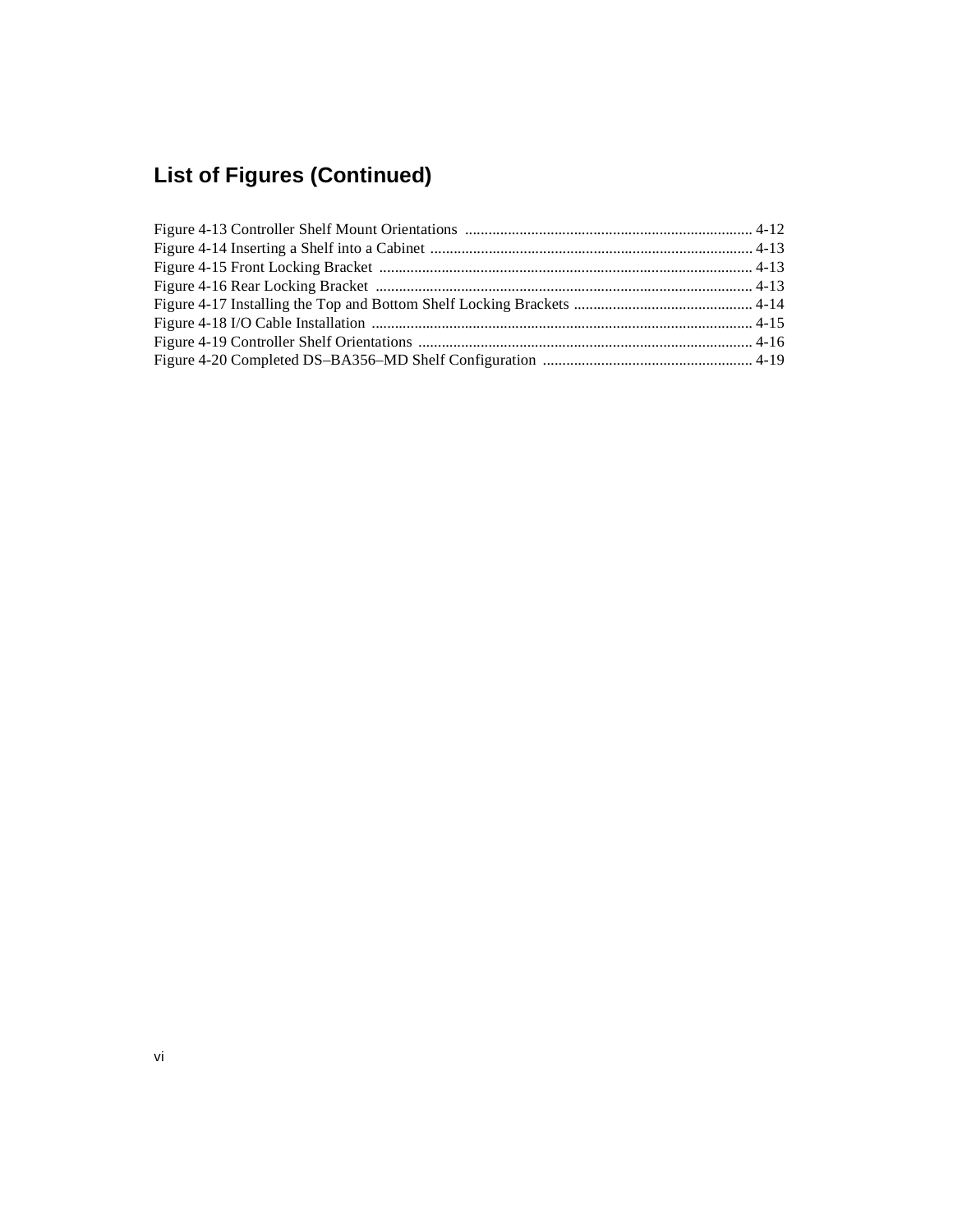# List of Figures (Continued)

Figure 4-13 Controller Shelf Mount Orientations .......................................................................... 4-12
Figure 4-14 Inserting a Shelf into a Cabinet .................................................................................. 4-13
Figure 4-15 Front Locking Bracket ............................................................................................... 4-13
Figure 4-16 Rear Locking Bracket ................................................................................................ 4-13
Figure 4-17 Installing the Top and Bottom Shelf Locking Brackets ............................................. 4-14
Figure 4-18 I/O Cable Installation ................................................................................................. 4-15
Figure 4-19 Controller Shelf Orientations ..................................................................................... 4-16
Figure 4-20 Completed DS–BA356–MD Shelf Configuration ...................................................... 4-19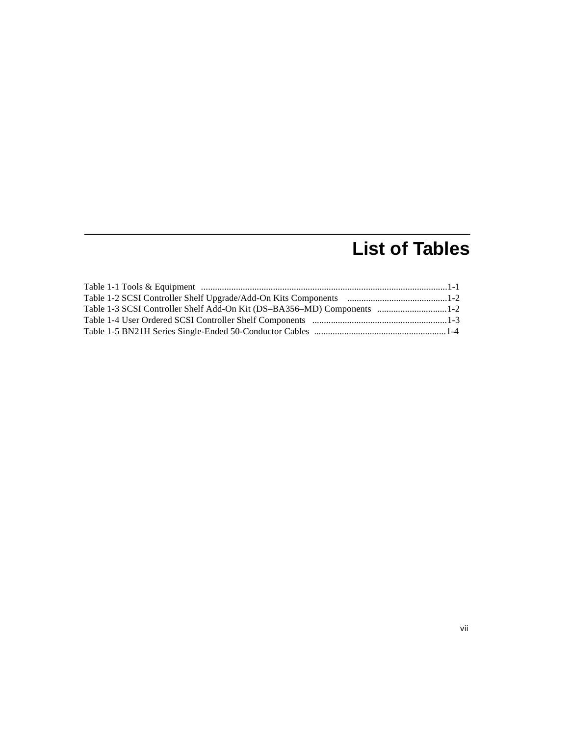# List of Tables

Table 1-1 Tools & Equipment ..........................................................................................................1-1
Table 1-2 SCSI Controller Shelf Upgrade/Add-On Kits Components ...........................................1-2
Table 1-3 SCSI Controller Shelf Add-On Kit (DS–BA356–MD) Components ..............................1-2
Table 1-4 User Ordered SCSI Controller Shelf Components ..........................................................1-3
Table 1-5 BN21H Series Single-Ended 50-Conductor Cables .........................................................1-4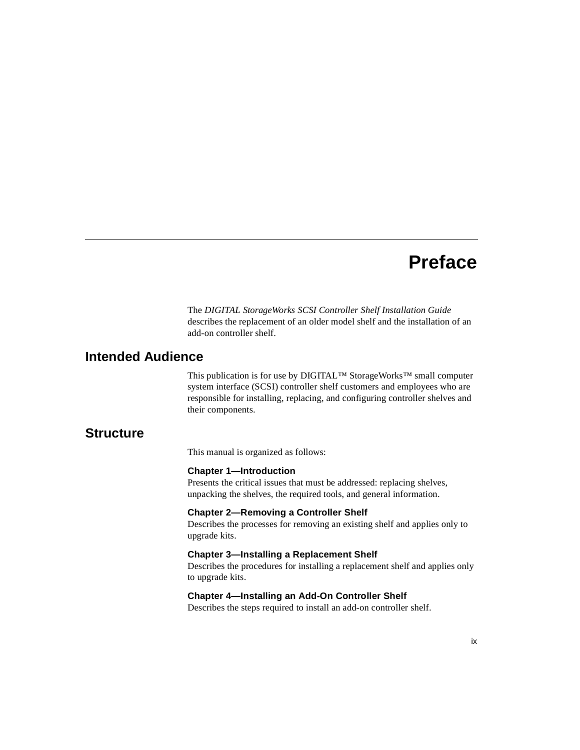# Preface

The *DIGITAL StorageWorks SCSI Controller Shelf Installation Guide* describes the replacement of an older model shelf and the installation of an add-on controller shelf.

## Intended Audience

This publication is for use by DIGITAL™ StorageWorks™ small computer system interface (SCSI) controller shelf customers and employees who are responsible for installing, replacing, and configuring controller shelves and their components.

## Structure

This manual is organized as follows:

**Chapter 1—Introduction**
Presents the critical issues that must be addressed: replacing shelves, unpacking the shelves, the required tools, and general information.

**Chapter 2—Removing a Controller Shelf**
Describes the processes for removing an existing shelf and applies only to upgrade kits.

**Chapter 3—Installing a Replacement Shelf**
Describes the procedures for installing a replacement shelf and applies only to upgrade kits.

**Chapter 4—Installing an Add-On Controller Shelf**
Describes the steps required to install an add-on controller shelf.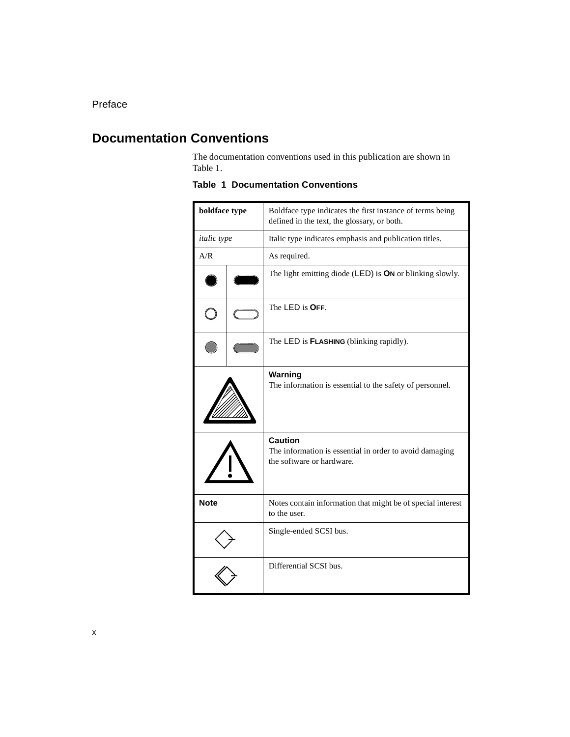## Documentation Conventions

The documentation conventions used in this publication are shown in Table 1.

**Table 1 Documentation Conventions**

| | |
|---|---|
| **boldface type** | Boldface type indicates the first instance of terms being defined in the text, the glossary, or both. |
| *italic type* | Italic type indicates emphasis and publication titles. |
| A/R | As required. |
| | The light emitting diode (LED) is **ON** or blinking slowly. |
| | The LED is **OFF**. |
| | The LED is **FLASHING** (blinking rapidly). |
| | **Warning**<br>The information is essential to the safety of personnel. |
| | **Caution**<br>The information is essential in order to avoid damaging the software or hardware. |
| **Note** | Notes contain information that might be of special interest to the user. |
| | Single-ended SCSI bus. |
| | Differential SCSI bus. |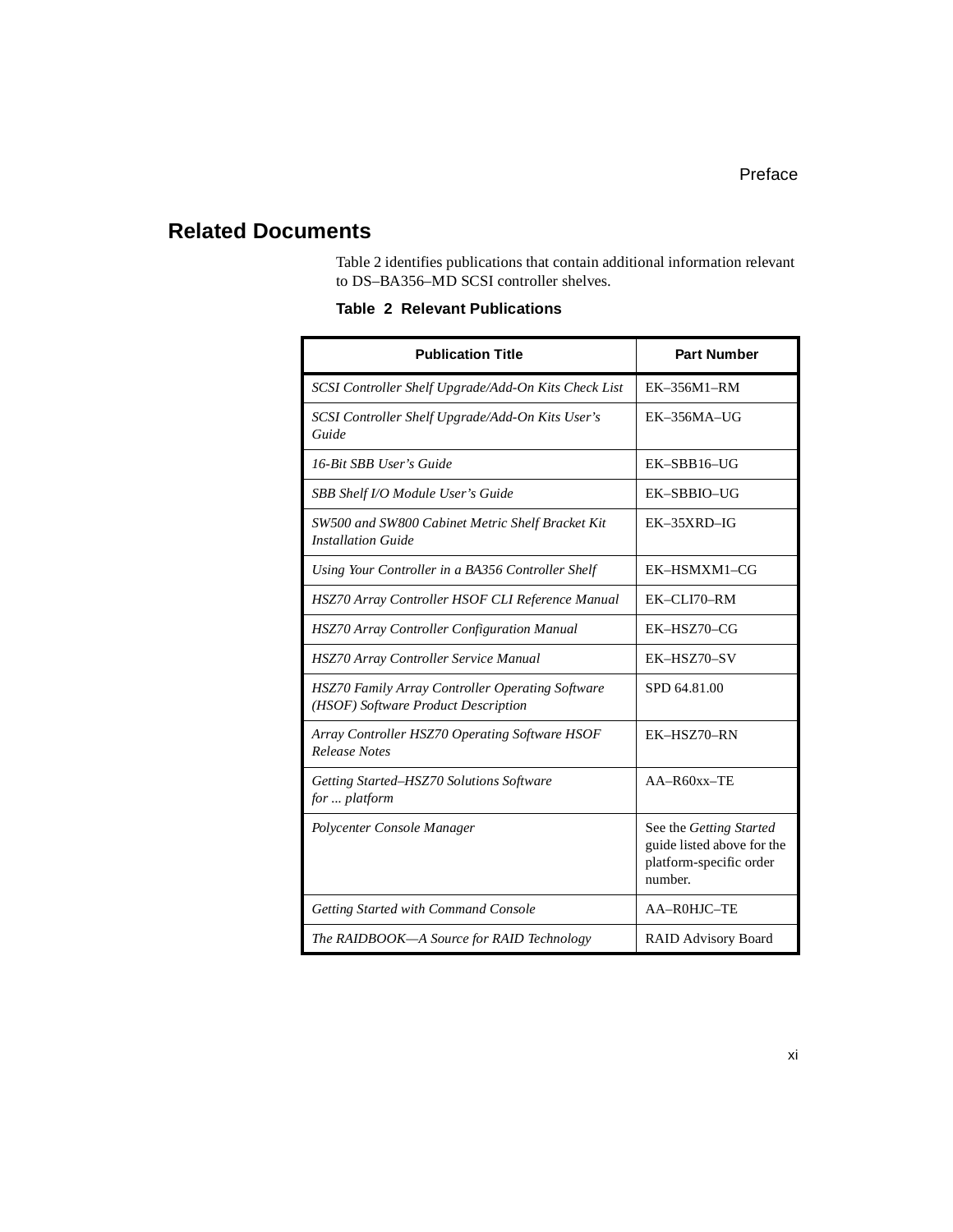## Related Documents

Table 2 identifies publications that contain additional information relevant to DS–BA356–MD SCSI controller shelves.

**Table 2 Relevant Publications**

| Publication Title | Part Number |
|---|---|
| *SCSI Controller Shelf Upgrade/Add-On Kits Check List* | EK–356M1–RM |
| *SCSI Controller Shelf Upgrade/Add-On Kits User's Guide* | EK–356MA–UG |
| *16-Bit SBB User's Guide* | EK–SBB16–UG |
| *SBB Shelf I/O Module User's Guide* | EK–SBBIO–UG |
| *SW500 and SW800 Cabinet Metric Shelf Bracket Kit Installation Guide* | EK–35XRD–IG |
| *Using Your Controller in a BA356 Controller Shelf* | EK–HSMXM1–CG |
| *HSZ70 Array Controller HSOF CLI Reference Manual* | EK–CLI70–RM |
| *HSZ70 Array Controller Configuration Manual* | EK–HSZ70–CG |
| *HSZ70 Array Controller Service Manual* | EK–HSZ70–SV |
| *HSZ70 Family Array Controller Operating Software (HSOF) Software Product Description* | SPD 64.81.00 |
| *Array Controller HSZ70 Operating Software HSOF Release Notes* | EK–HSZ70–RN |
| *Getting Started–HSZ70 Solutions Software for ... platform* | AA–R60xx–TE |
| *Polycenter Console Manager* | See the *Getting Started* guide listed above for the platform-specific order number. |
| *Getting Started with Command Console* | AA–R0HJC–TE |
| *The RAIDBOOK—A Source for RAID Technology* | RAID Advisory Board |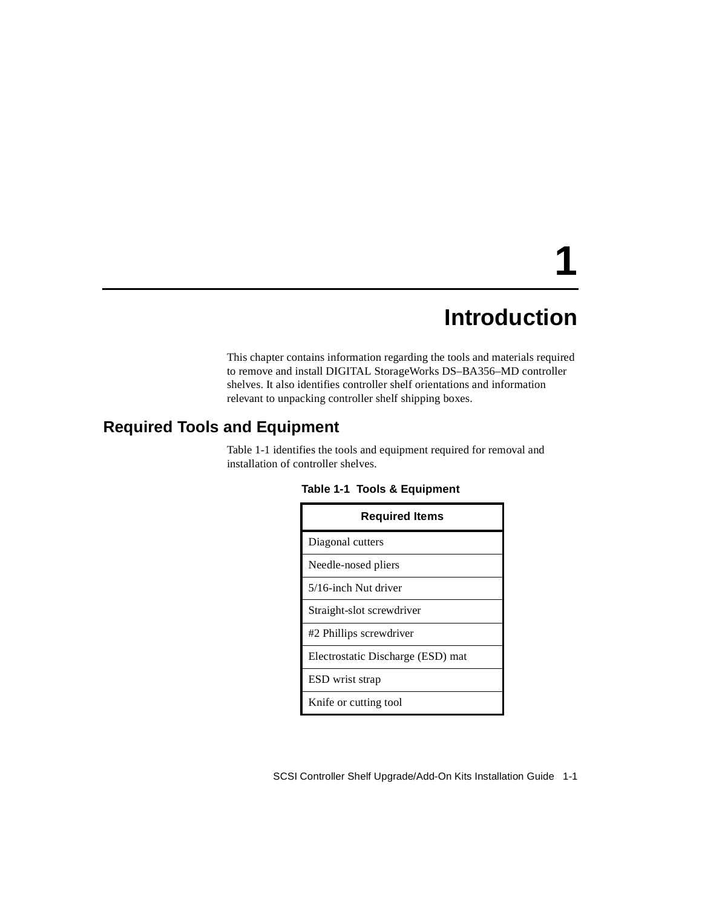# 1

# Introduction

This chapter contains information regarding the tools and materials required to remove and install DIGITAL StorageWorks DS–BA356–MD controller shelves. It also identifies controller shelf orientations and information relevant to unpacking controller shelf shipping boxes.

## Required Tools and Equipment

Table 1-1 identifies the tools and equipment required for removal and installation of controller shelves.

**Table 1-1 Tools & Equipment**

| Required Items |
|---|
| Diagonal cutters |
| Needle-nosed pliers |
| 5/16-inch Nut driver |
| Straight-slot screwdriver |
| #2 Phillips screwdriver |
| Electrostatic Discharge (ESD) mat |
| ESD wrist strap |
| Knife or cutting tool |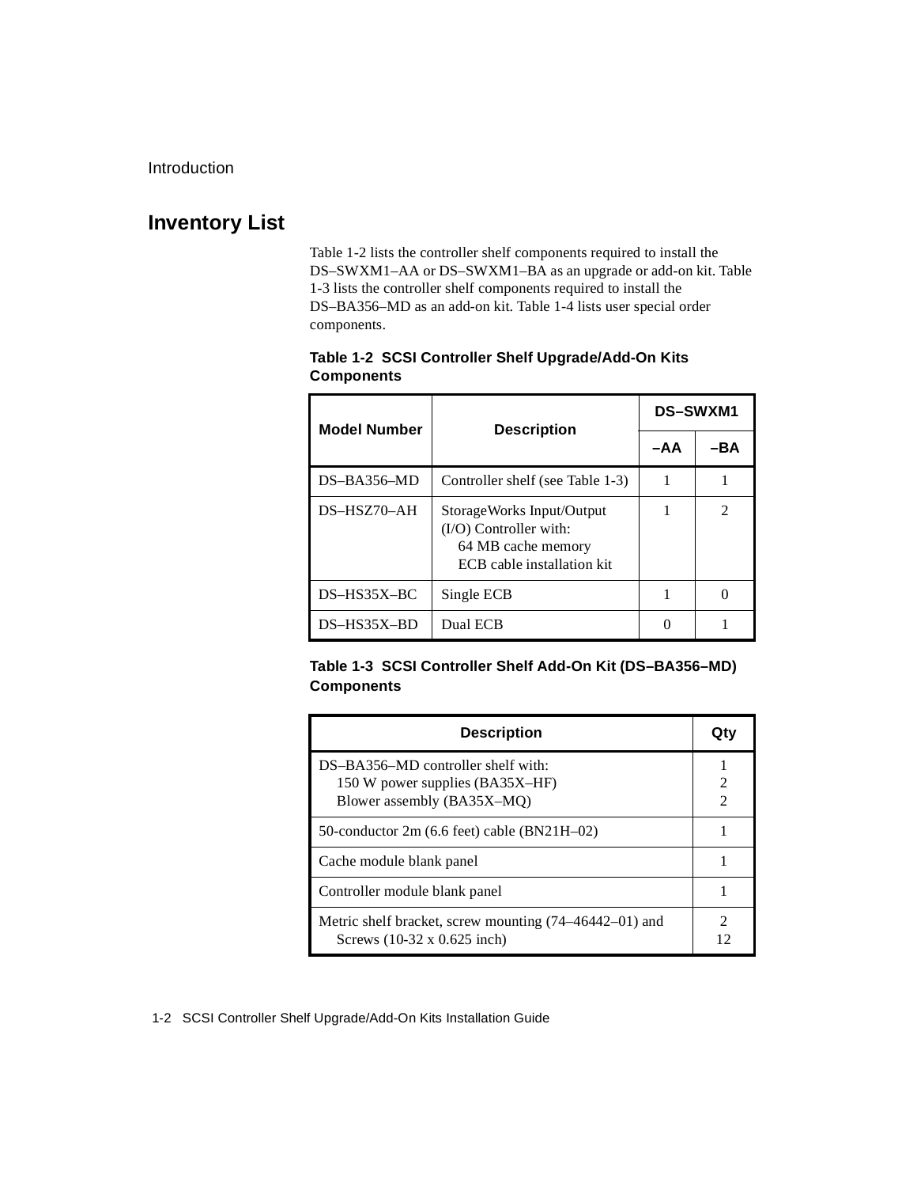## Inventory List

Table 1-2 lists the controller shelf components required to install the DS–SWXM1–AA or DS–SWXM1–BA as an upgrade or add-on kit. Table 1-3 lists the controller shelf components required to install the DS–BA356–MD as an add-on kit. Table 1-4 lists user special order components.

**Table 1-2 SCSI Controller Shelf Upgrade/Add-On Kits Components**

| Model Number | Description | DS–SWXM1 | |
|---|---|---|---|
| | | –AA | –BA |
| DS–BA356–MD | Controller shelf (see Table 1-3) | 1 | 1 |
| DS–HSZ70–AH | StorageWorks Input/Output (I/O) Controller with: 64 MB cache memory; ECB cable installation kit | 1 | 2 |
| DS–HS35X–BC | Single ECB | 1 | 0 |
| DS–HS35X–BD | Dual ECB | 0 | 1 |

**Table 1-3 SCSI Controller Shelf Add-On Kit (DS–BA356–MD) Components**

| Description | Qty |
|---|---|
| DS–BA356–MD controller shelf with:<br>150 W power supplies (BA35X–HF)<br>Blower assembly (BA35X–MQ) | 1<br>2<br>2 |
| 50-conductor 2m (6.6 feet) cable (BN21H–02) | 1 |
| Cache module blank panel | 1 |
| Controller module blank panel | 1 |
| Metric shelf bracket, screw mounting (74–46442–01) and<br>Screws (10-32 x 0.625 inch) | 2<br>12 |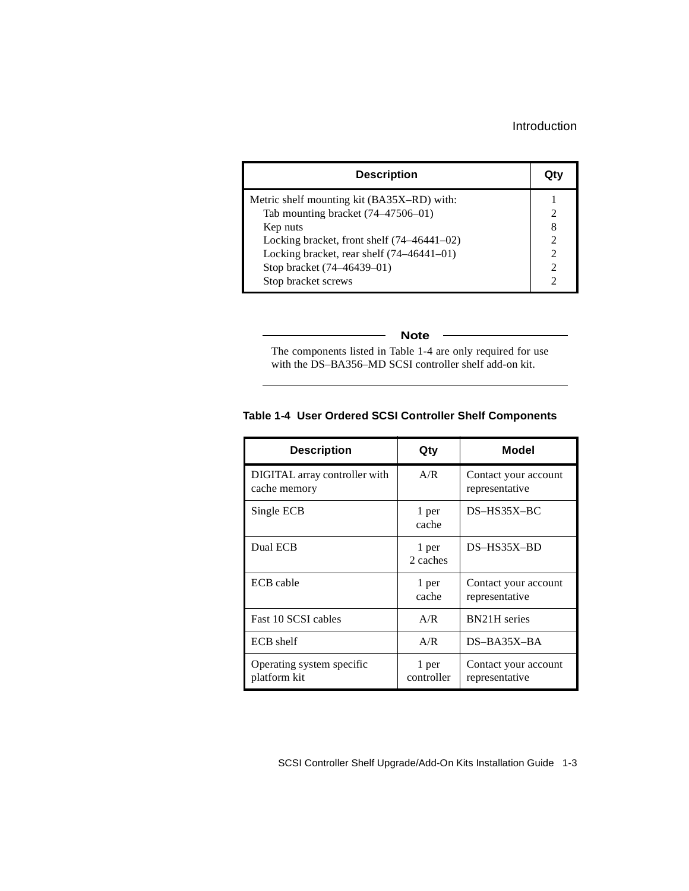| Description | Qty |
|---|---|
| Metric shelf mounting kit (BA35X–RD) with: | 1 |
| Tab mounting bracket (74–47506–01) | 2 |
| Kep nuts | 8 |
| Locking bracket, front shelf (74–46441–02) | 2 |
| Locking bracket, rear shelf (74–46441–01) | 2 |
| Stop bracket (74–46439–01) | 2 |
| Stop bracket screws | 2 |

**Note**

The components listed in Table 1-4 are only required for use with the DS–BA356–MD SCSI controller shelf add-on kit.

**Table 1-4 User Ordered SCSI Controller Shelf Components**

| Description | Qty | Model |
|---|---|---|
| DIGITAL array controller with cache memory | A/R | Contact your account representative |
| Single ECB | 1 per cache | DS–HS35X–BC |
| Dual ECB | 1 per 2 caches | DS–HS35X–BD |
| ECB cable | 1 per cache | Contact your account representative |
| Fast 10 SCSI cables | A/R | BN21H series |
| ECB shelf | A/R | DS–BA35X–BA |
| Operating system specific platform kit | 1 per controller | Contact your account representative |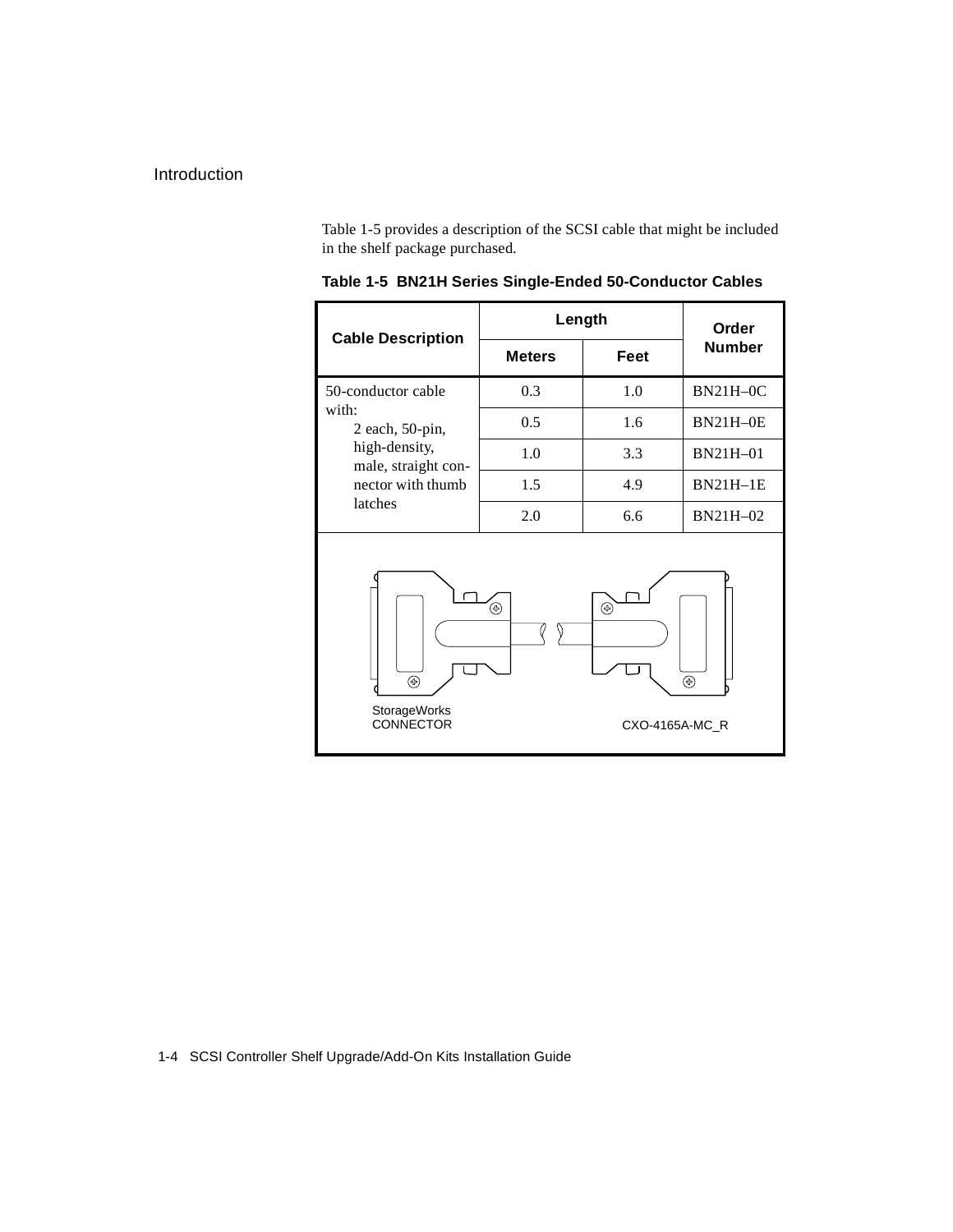Table 1-5 provides a description of the SCSI cable that might be included in the shelf package purchased.

**Table 1-5 BN21H Series Single-Ended 50-Conductor Cables**

| Cable Description | Length | | Order Number |
|---|---|---|---|
| | Meters | Feet | |
| 50-conductor cable with: 2 each, 50-pin, high-density, male, straight connector with thumb latches | 0.3 | 1.0 | BN21H–0C |
| | 0.5 | 1.6 | BN21H–0E |
| | 1.0 | 3.3 | BN21H–01 |
| | 1.5 | 4.9 | BN21H–1E |
| | 2.0 | 6.6 | BN21H–02 |

StorageWorks CONNECTOR

CXO-4165A-MC_R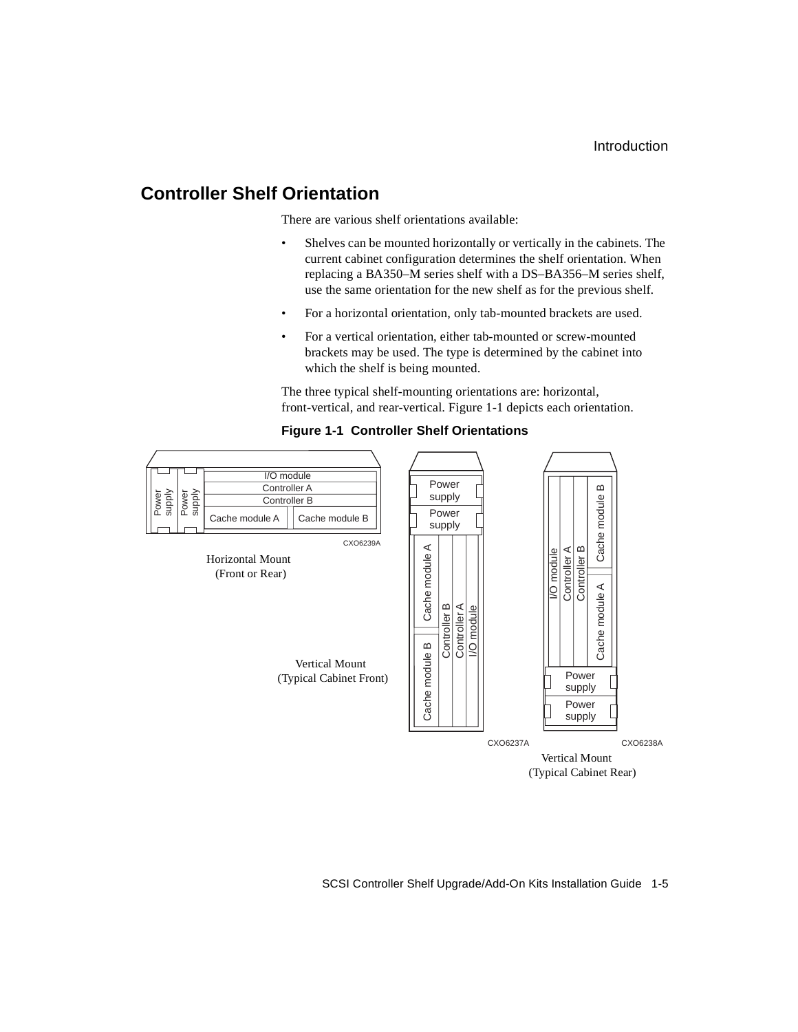## Controller Shelf Orientation

There are various shelf orientations available:

- Shelves can be mounted horizontally or vertically in the cabinets. The current cabinet configuration determines the shelf orientation. When replacing a BA350–M series shelf with a DS–BA356–M series shelf, use the same orientation for the new shelf as for the previous shelf.
- For a horizontal orientation, only tab-mounted brackets are used.
- For a vertical orientation, either tab-mounted or screw-mounted brackets may be used. The type is determined by the cabinet into which the shelf is being mounted.

The three typical shelf-mounting orientations are: horizontal, front-vertical, and rear-vertical. Figure 1-1 depicts each orientation.

**Figure 1-1 Controller Shelf Orientations**

Power supply
Power supply
I/O module
Controller A
Controller B
Cache module A
Cache module B
CXO6239A

Horizontal Mount
(Front or Rear)

Power supply
Power supply
Cache module A
Cache module B
Controller B
Controller A
I/O module
CXO6237A

Vertical Mount
(Typical Cabinet Front)

I/O module
Controller A
Controller B
Cache module B
Cache module A
Power supply
Power supply
CXO6238A

Vertical Mount
(Typical Cabinet Rear)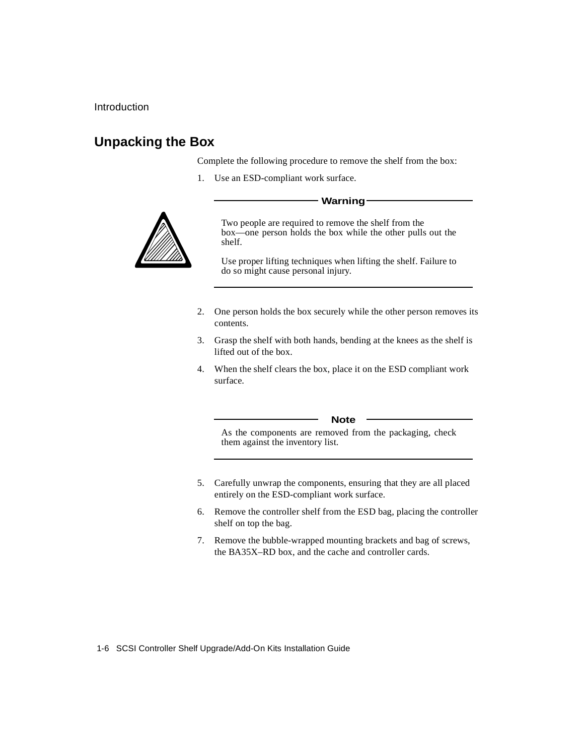## Unpacking the Box

Complete the following procedure to remove the shelf from the box:

1. Use an ESD-compliant work surface.

**Warning**

Two people are required to remove the shelf from the box—one person holds the box while the other pulls out the shelf.

Use proper lifting techniques when lifting the shelf. Failure to do so might cause personal injury.

2. One person holds the box securely while the other person removes its contents.
3. Grasp the shelf with both hands, bending at the knees as the shelf is lifted out of the box.
4. When the shelf clears the box, place it on the ESD compliant work surface.

**Note**

As the components are removed from the packaging, check them against the inventory list.

5. Carefully unwrap the components, ensuring that they are all placed entirely on the ESD-compliant work surface.
6. Remove the controller shelf from the ESD bag, placing the controller shelf on top the bag.
7. Remove the bubble-wrapped mounting brackets and bag of screws, the BA35X–RD box, and the cache and controller cards.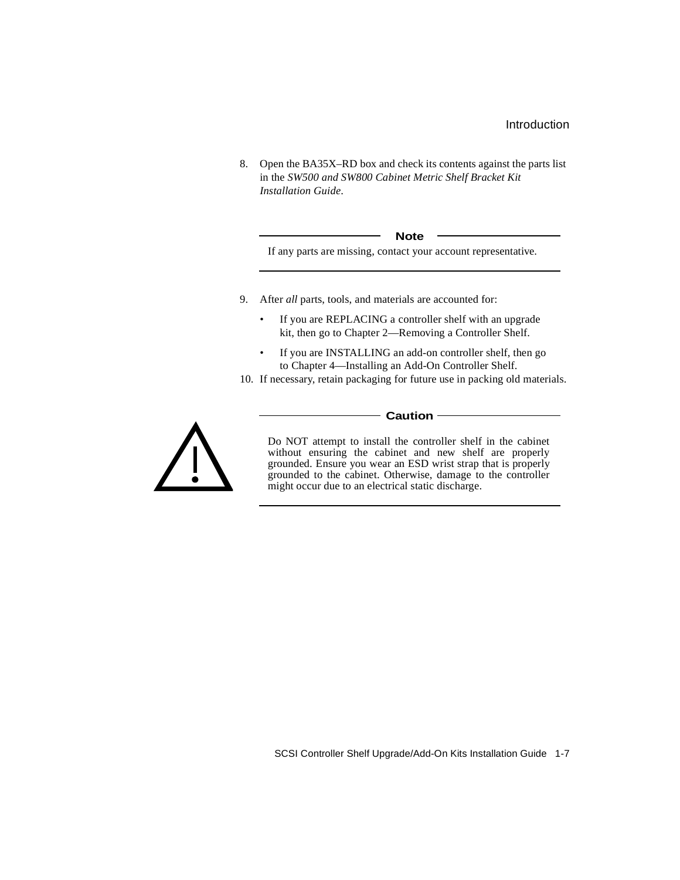8. Open the BA35X–RD box and check its contents against the parts list in the *SW500 and SW800 Cabinet Metric Shelf Bracket Kit Installation Guide*.

**Note**

If any parts are missing, contact your account representative.

9. After *all* parts, tools, and materials are accounted for:
   - If you are REPLACING a controller shelf with an upgrade kit, then go to Chapter 2—Removing a Controller Shelf.
   - If you are INSTALLING an add-on controller shelf, then go to Chapter 4—Installing an Add-On Controller Shelf.
10. If necessary, retain packaging for future use in packing old materials.

**Caution**

Do NOT attempt to install the controller shelf in the cabinet without ensuring the cabinet and new shelf are properly grounded. Ensure you wear an ESD wrist strap that is properly grounded to the cabinet. Otherwise, damage to the controller might occur due to an electrical static discharge.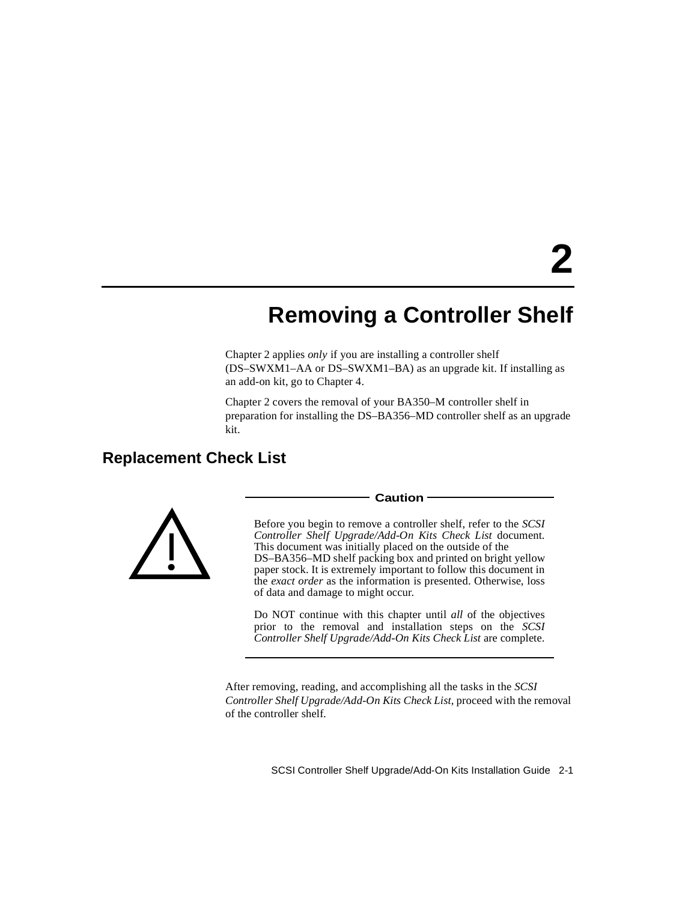# 2

# Removing a Controller Shelf

Chapter 2 applies *only* if you are installing a controller shelf (DS–SWXM1–AA or DS–SWXM1–BA) as an upgrade kit. If installing as an add-on kit, go to Chapter 4.

Chapter 2 covers the removal of your BA350–M controller shelf in preparation for installing the DS–BA356–MD controller shelf as an upgrade kit.

## Replacement Check List

**Caution**

Before you begin to remove a controller shelf, refer to the *SCSI Controller Shelf Upgrade/Add-On Kits Check List* document. This document was initially placed on the outside of the DS–BA356–MD shelf packing box and printed on bright yellow paper stock. It is extremely important to follow this document in the *exact order* as the information is presented. Otherwise, loss of data and damage to might occur.

Do NOT continue with this chapter until *all* of the objectives prior to the removal and installation steps on the *SCSI Controller Shelf Upgrade/Add-On Kits Check List* are complete.

After removing, reading, and accomplishing all the tasks in the *SCSI Controller Shelf Upgrade/Add-On Kits Check List*, proceed with the removal of the controller shelf.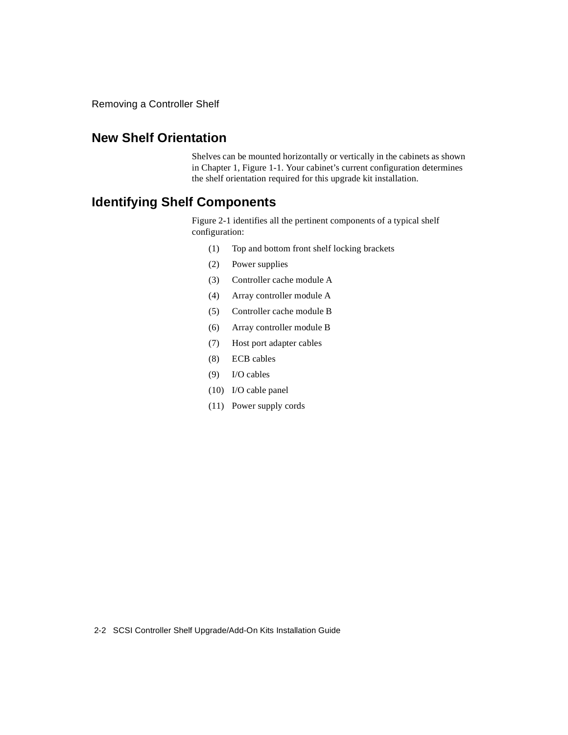## New Shelf Orientation

Shelves can be mounted horizontally or vertically in the cabinets as shown in Chapter 1, Figure 1-1. Your cabinet's current configuration determines the shelf orientation required for this upgrade kit installation.

## Identifying Shelf Components

Figure 2-1 identifies all the pertinent components of a typical shelf configuration:

(1) Top and bottom front shelf locking brackets

(2) Power supplies

(3) Controller cache module A

(4) Array controller module A

(5) Controller cache module B

(6) Array controller module B

(7) Host port adapter cables

(8) ECB cables

(9) I/O cables

(10) I/O cable panel

(11) Power supply cords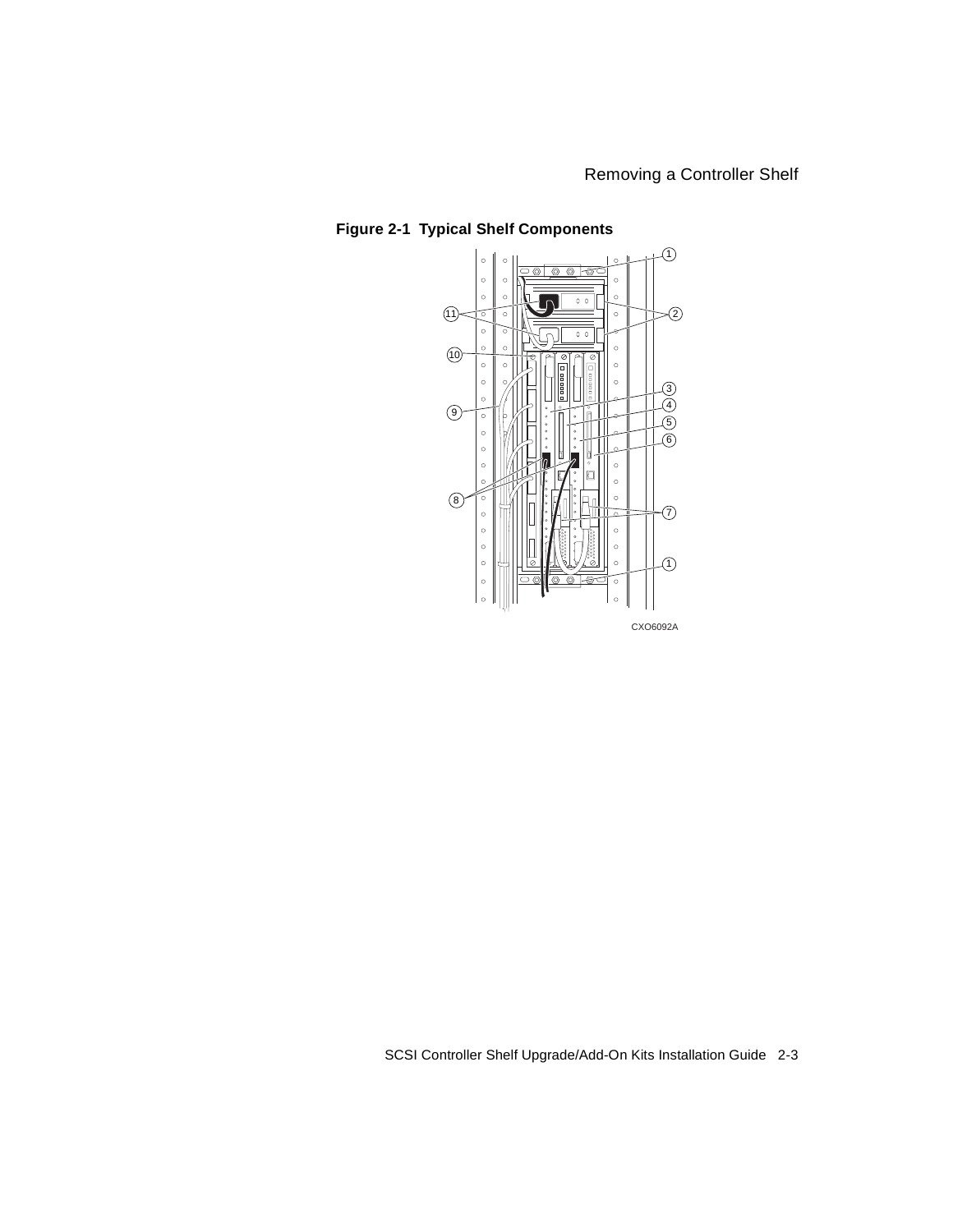**Figure 2-1  Typical Shelf Components**

1
11
2
10
3
4
9
5
6
8
7
1

CXO6092A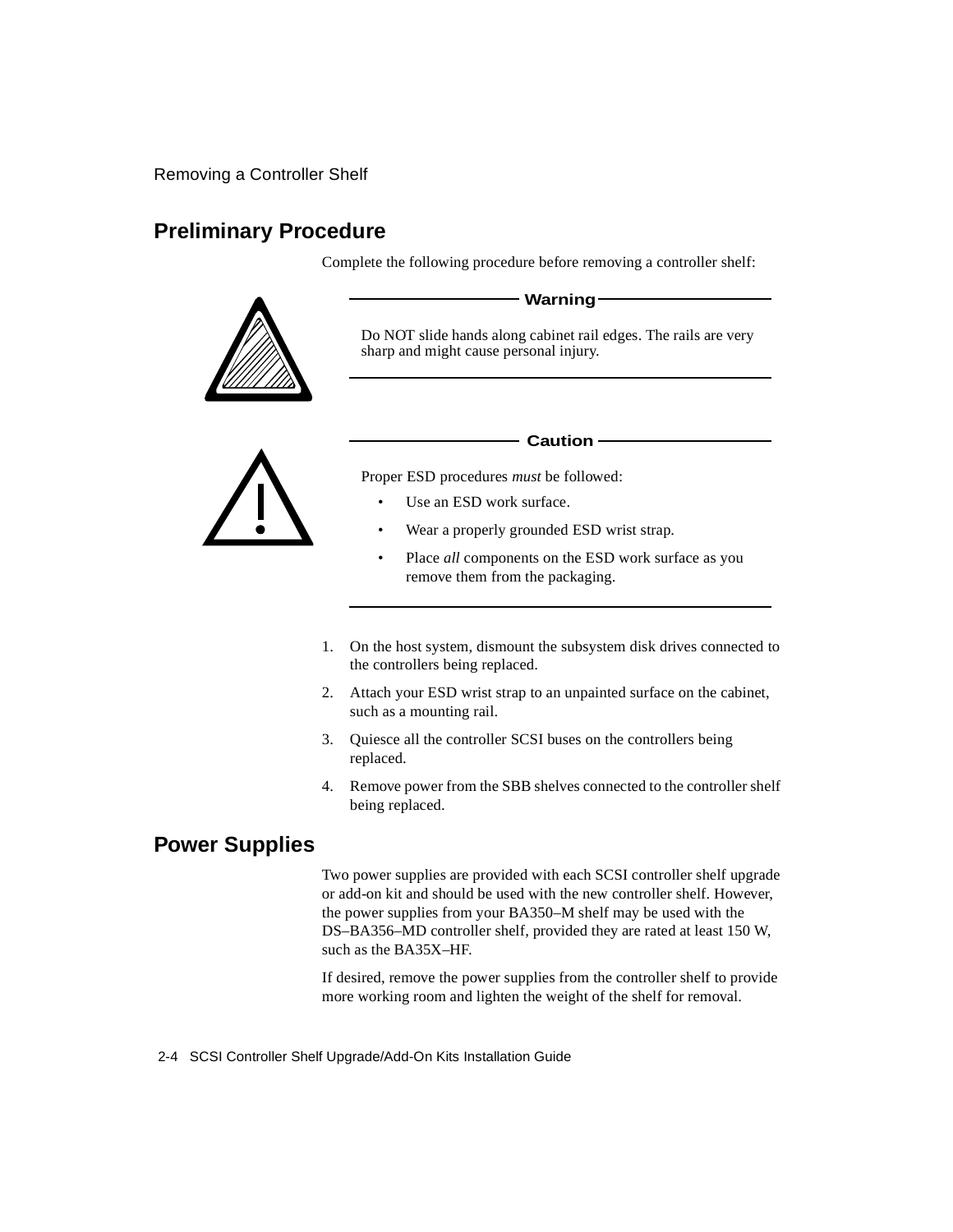## Preliminary Procedure

Complete the following procedure before removing a controller shelf:

**Warning**

Do NOT slide hands along cabinet rail edges. The rails are very sharp and might cause personal injury.

**Caution**

Proper ESD procedures *must* be followed:

- Use an ESD work surface.
- Wear a properly grounded ESD wrist strap.
- Place *all* components on the ESD work surface as you remove them from the packaging.

1. On the host system, dismount the subsystem disk drives connected to the controllers being replaced.
2. Attach your ESD wrist strap to an unpainted surface on the cabinet, such as a mounting rail.
3. Quiesce all the controller SCSI buses on the controllers being replaced.
4. Remove power from the SBB shelves connected to the controller shelf being replaced.

## Power Supplies

Two power supplies are provided with each SCSI controller shelf upgrade or add-on kit and should be used with the new controller shelf. However, the power supplies from your BA350–M shelf may be used with the DS–BA356–MD controller shelf, provided they are rated at least 150 W, such as the BA35X–HF.

If desired, remove the power supplies from the controller shelf to provide more working room and lighten the weight of the shelf for removal.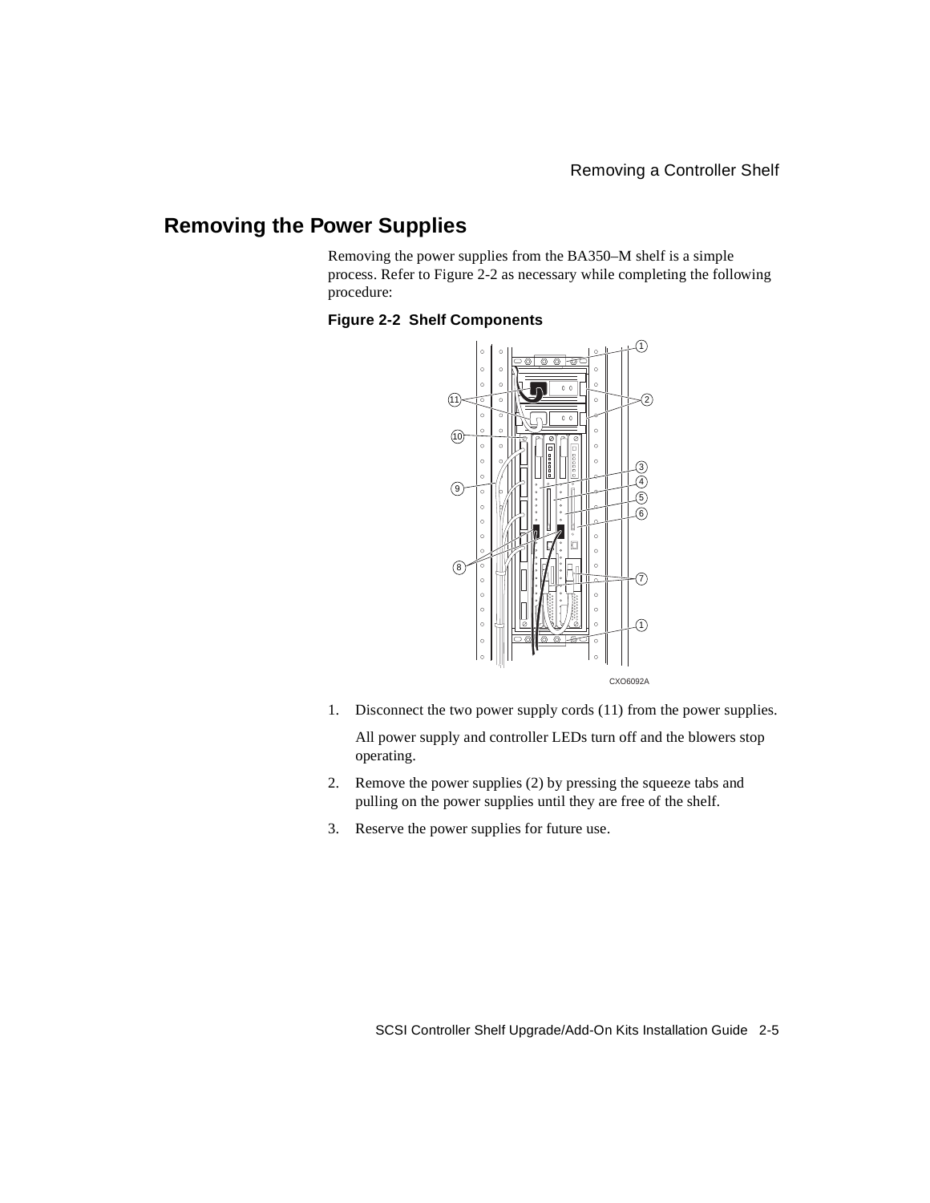## Removing the Power Supplies

Removing the power supplies from the BA350–M shelf is a simple process. Refer to Figure 2-2 as necessary while completing the following procedure:

**Figure 2-2 Shelf Components**

1
2
3
4
5
6
7
1
8
9
10
11

CXO6092A

1. Disconnect the two power supply cords (11) from the power supplies.

   All power supply and controller LEDs turn off and the blowers stop operating.

2. Remove the power supplies (2) by pressing the squeeze tabs and pulling on the power supplies until they are free of the shelf.

3. Reserve the power supplies for future use.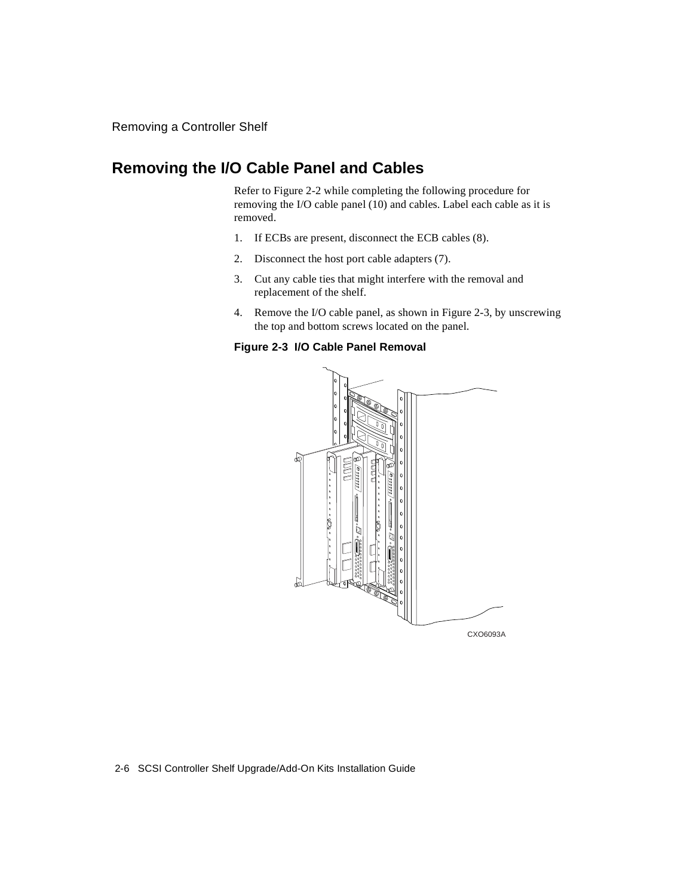## Removing the I/O Cable Panel and Cables

Refer to Figure 2-2 while completing the following procedure for removing the I/O cable panel (10) and cables. Label each cable as it is removed.

1. If ECBs are present, disconnect the ECB cables (8).
2. Disconnect the host port cable adapters (7).
3. Cut any cable ties that might interfere with the removal and replacement of the shelf.
4. Remove the I/O cable panel, as shown in Figure 2-3, by unscrewing the top and bottom screws located on the panel.

**Figure 2-3 I/O Cable Panel Removal**

CXO6093A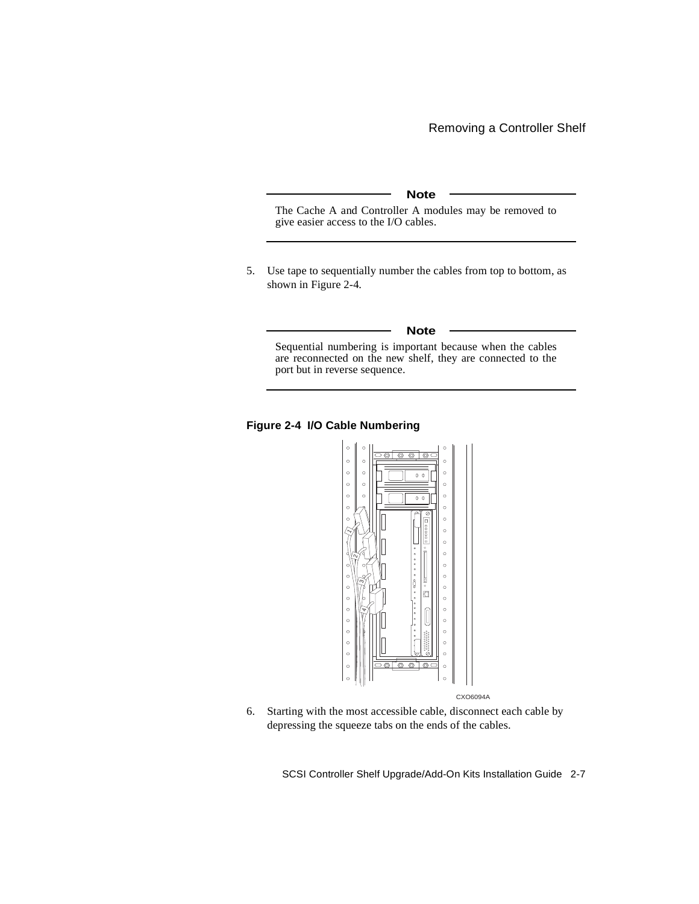**Note**

The Cache A and Controller A modules may be removed to give easier access to the I/O cables.

5. Use tape to sequentially number the cables from top to bottom, as shown in Figure 2-4.

**Note**

Sequential numbering is important because when the cables are reconnected on the new shelf, they are connected to the port but in reverse sequence.

**Figure 2-4 I/O Cable Numbering**

CXO6094A

6. Starting with the most accessible cable, disconnect each cable by depressing the squeeze tabs on the ends of the cables.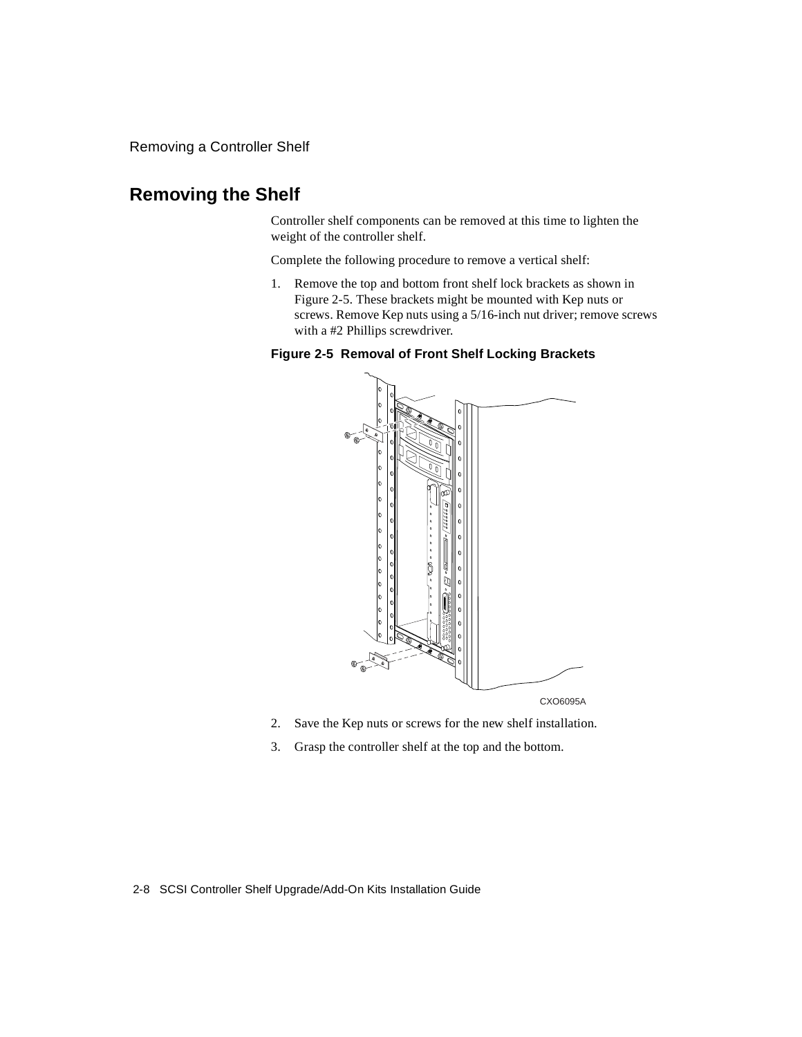## Removing the Shelf

Controller shelf components can be removed at this time to lighten the weight of the controller shelf.

Complete the following procedure to remove a vertical shelf:

1. Remove the top and bottom front shelf lock brackets as shown in Figure 2-5. These brackets might be mounted with Kep nuts or screws. Remove Kep nuts using a 5/16-inch nut driver; remove screws with a #2 Phillips screwdriver.

**Figure 2-5 Removal of Front Shelf Locking Brackets**

CXO6095A

2. Save the Kep nuts or screws for the new shelf installation.
3. Grasp the controller shelf at the top and the bottom.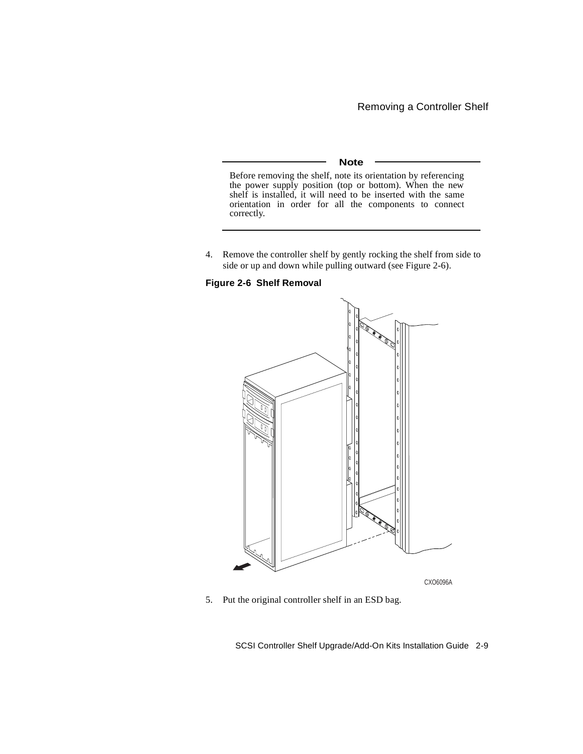**Note**

Before removing the shelf, note its orientation by referencing the power supply position (top or bottom). When the new shelf is installed, it will need to be inserted with the same orientation in order for all the components to connect correctly.

4. Remove the controller shelf by gently rocking the shelf from side to side or up and down while pulling outward (see Figure 2-6).

**Figure 2-6 Shelf Removal**

CXO6096A

5. Put the original controller shelf in an ESD bag.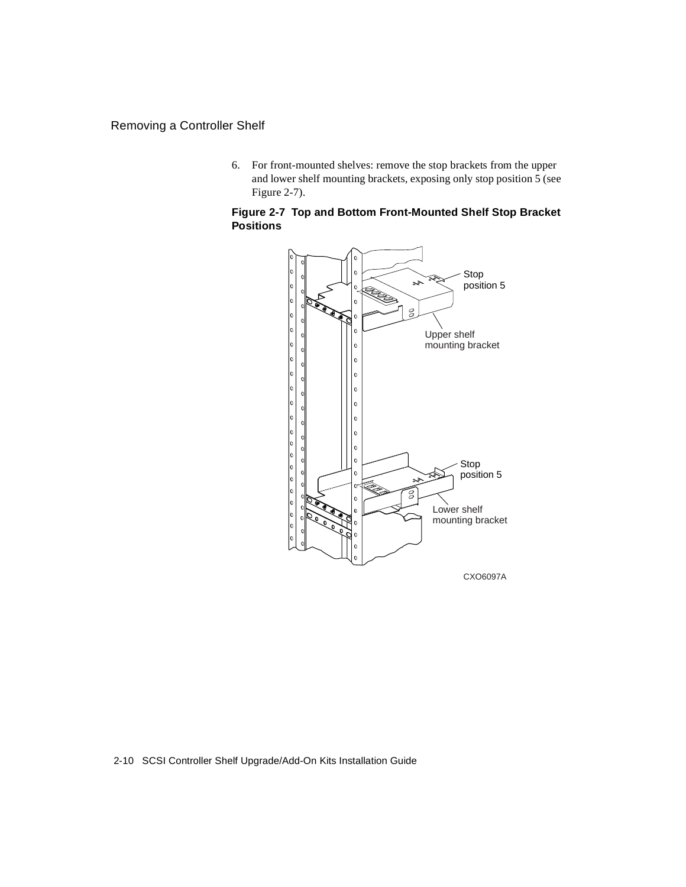6. For front-mounted shelves: remove the stop brackets from the upper and lower shelf mounting brackets, exposing only stop position 5 (see Figure 2-7).

**Figure 2-7 Top and Bottom Front-Mounted Shelf Stop Bracket Positions**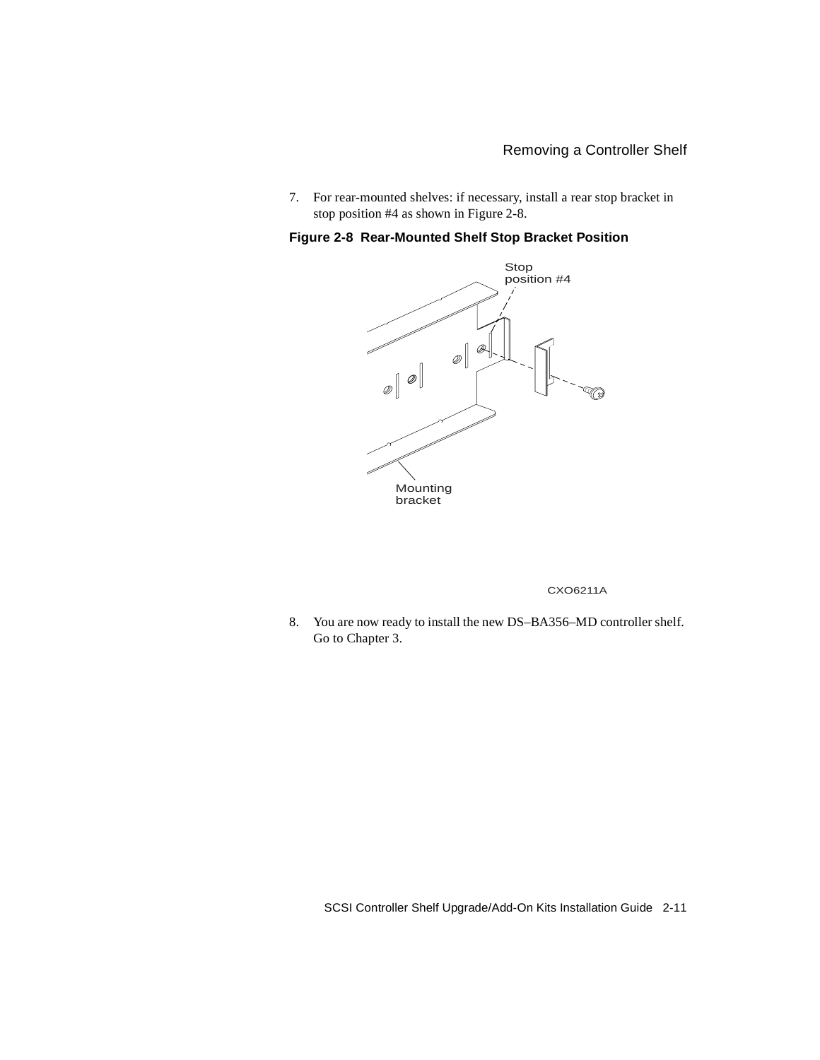7. For rear-mounted shelves: if necessary, install a rear stop bracket in stop position #4 as shown in Figure 2-8.

**Figure 2-8 Rear-Mounted Shelf Stop Bracket Position**

8. You are now ready to install the new DS–BA356–MD controller shelf. Go to Chapter 3.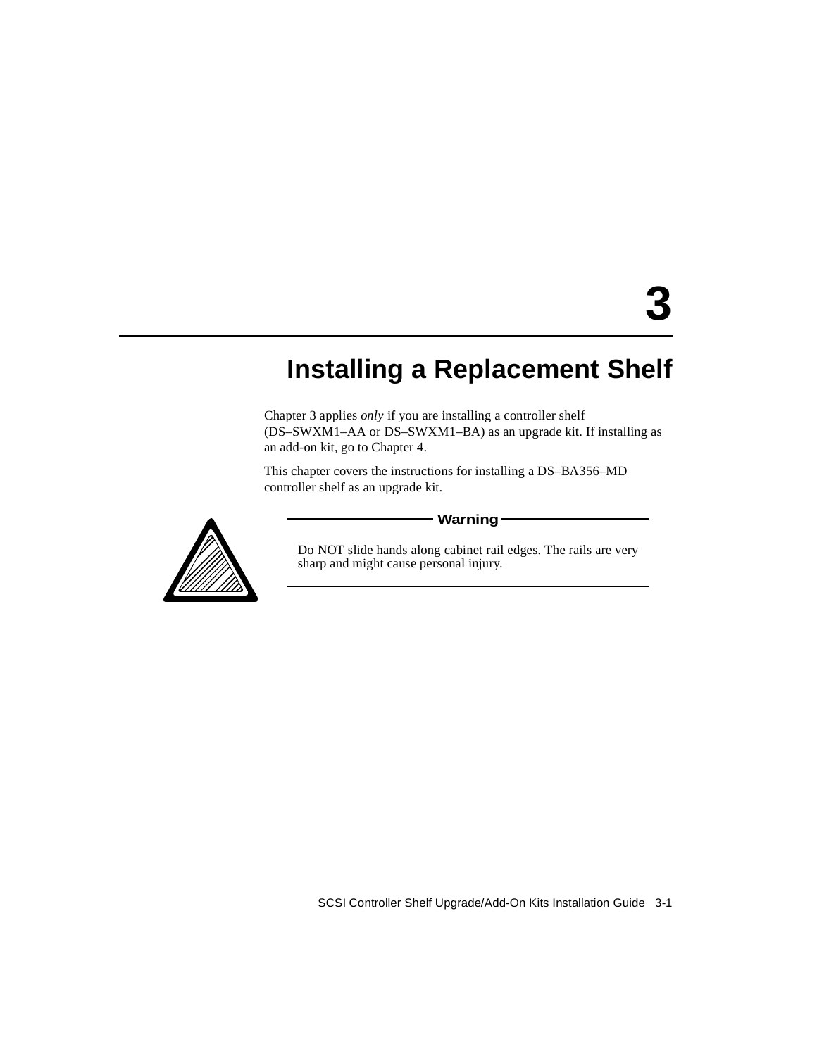# 3

# Installing a Replacement Shelf

Chapter 3 applies *only* if you are installing a controller shelf (DS–SWXM1–AA or DS–SWXM1–BA) as an upgrade kit. If installing as an add-on kit, go to Chapter 4.

This chapter covers the instructions for installing a DS–BA356–MD controller shelf as an upgrade kit.

**Warning**

Do NOT slide hands along cabinet rail edges. The rails are very sharp and might cause personal injury.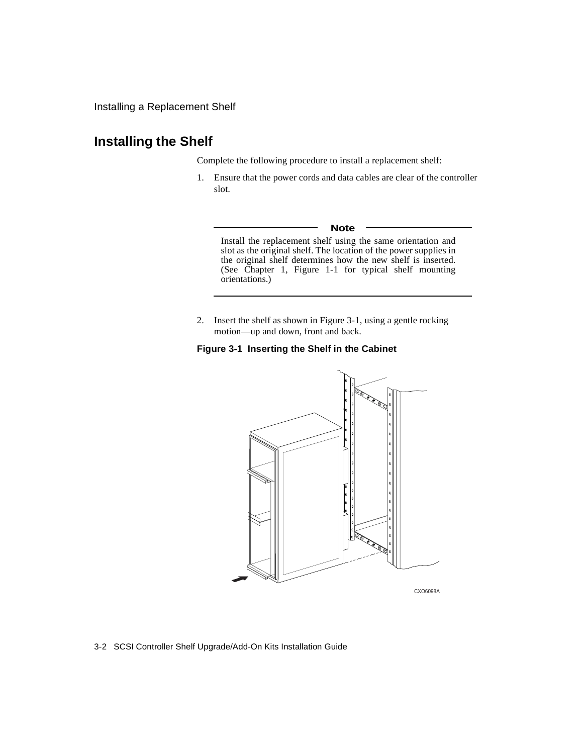## Installing the Shelf

Complete the following procedure to install a replacement shelf:

1. Ensure that the power cords and data cables are clear of the controller slot.

**Note**

Install the replacement shelf using the same orientation and slot as the original shelf. The location of the power supplies in the original shelf determines how the new shelf is inserted. (See Chapter 1, Figure 1-1 for typical shelf mounting orientations.)

2. Insert the shelf as shown in Figure 3-1, using a gentle rocking motion—up and down, front and back.

**Figure 3-1 Inserting the Shelf in the Cabinet**

CXO6098A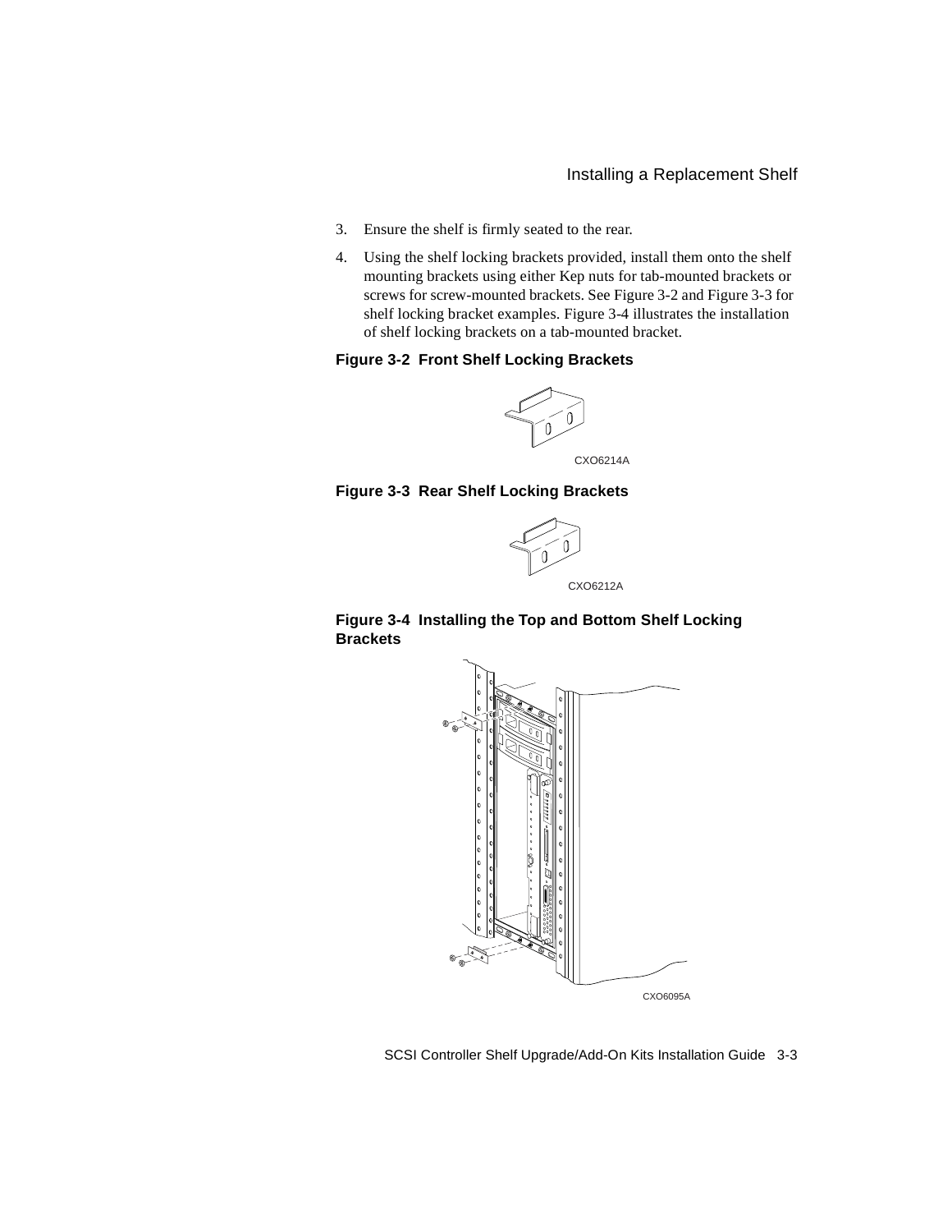3. Ensure the shelf is firmly seated to the rear.

4. Using the shelf locking brackets provided, install them onto the shelf mounting brackets using either Kep nuts for tab-mounted brackets or screws for screw-mounted brackets. See Figure 3-2 and Figure 3-3 for shelf locking bracket examples. Figure 3-4 illustrates the installation of shelf locking brackets on a tab-mounted bracket.

**Figure 3-2 Front Shelf Locking Brackets**

CXO6214A

**Figure 3-3 Rear Shelf Locking Brackets**

CXO6212A

**Figure 3-4 Installing the Top and Bottom Shelf Locking Brackets**

CXO6095A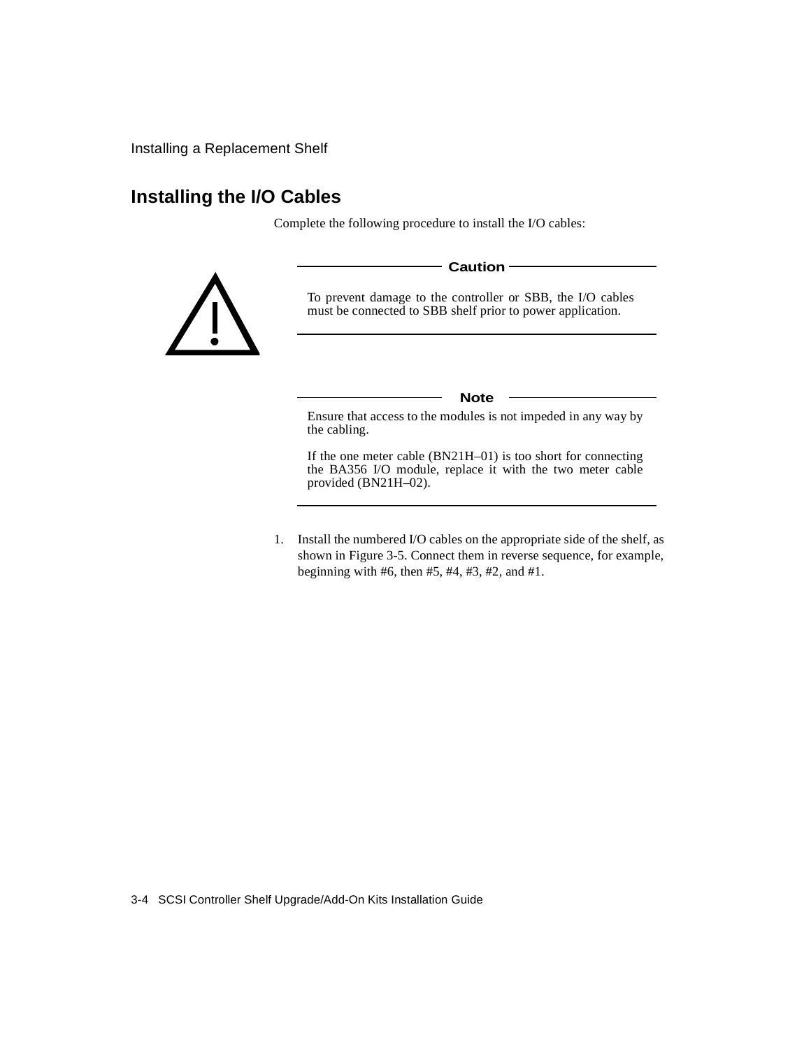## Installing the I/O Cables

Complete the following procedure to install the I/O cables:

**Caution**

To prevent damage to the controller or SBB, the I/O cables must be connected to SBB shelf prior to power application.

**Note**

Ensure that access to the modules is not impeded in any way by the cabling.

If the one meter cable (BN21H–01) is too short for connecting the BA356 I/O module, replace it with the two meter cable provided (BN21H–02).

1. Install the numbered I/O cables on the appropriate side of the shelf, as shown in Figure 3-5. Connect them in reverse sequence, for example, beginning with #6, then #5, #4, #3, #2, and #1.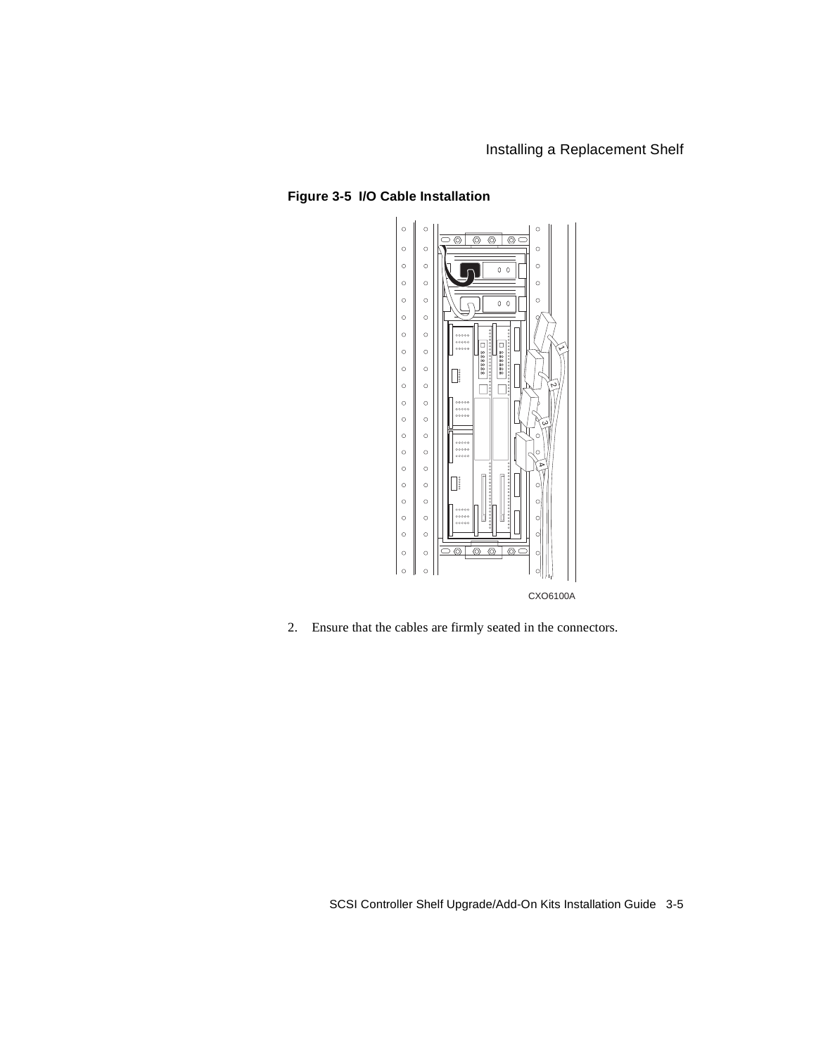**Figure 3-5 I/O Cable Installation**

CXO6100A

2. Ensure that the cables are firmly seated in the connectors.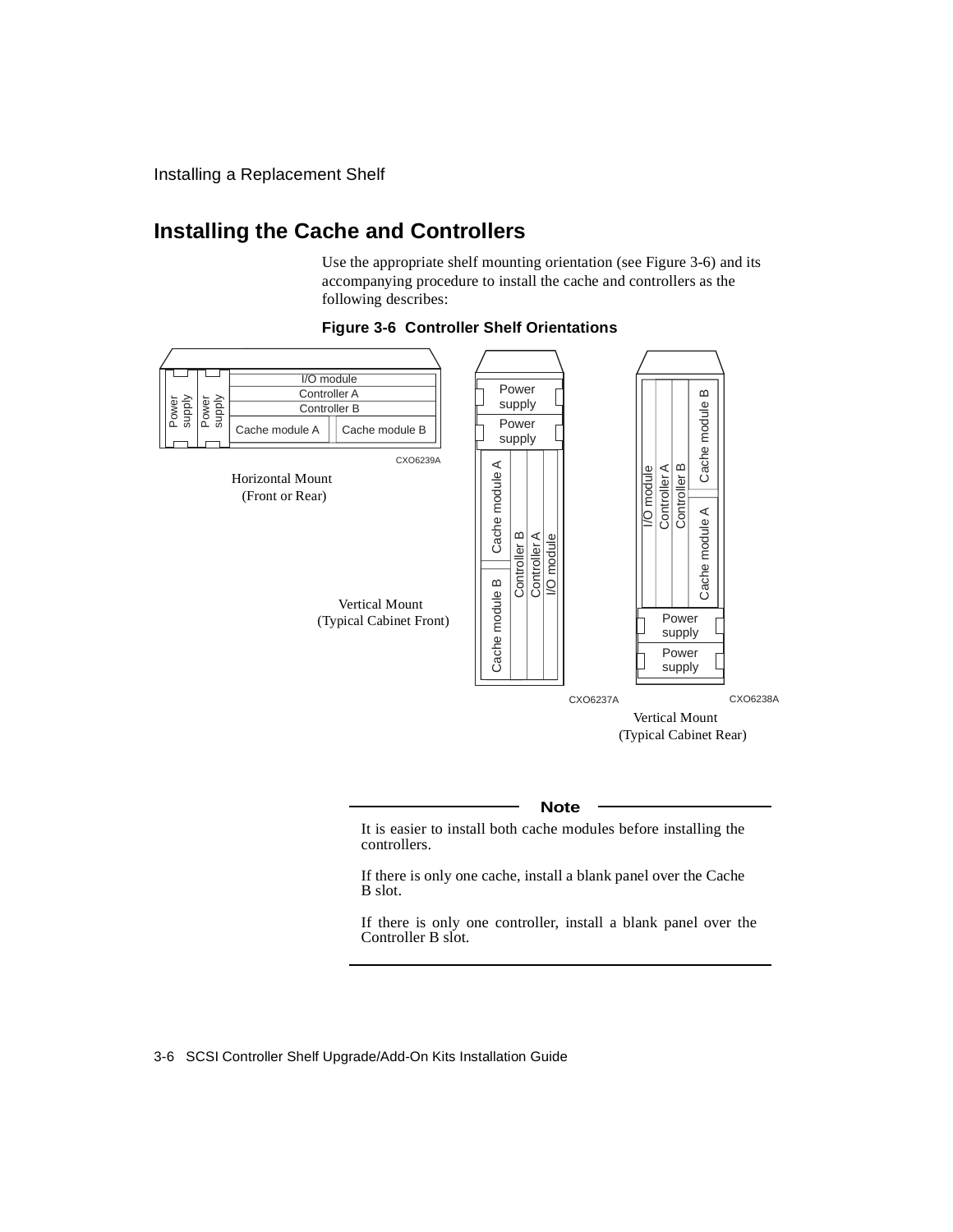## Installing the Cache and Controllers

Use the appropriate shelf mounting orientation (see Figure 3-6) and its accompanying procedure to install the cache and controllers as the following describes:

**Figure 3-6 Controller Shelf Orientations**

Power supply
Power supply
I/O module
Controller A
Controller B
Cache module A
Cache module B
CXO6239A
Horizontal Mount
(Front or Rear)

Power supply
Power supply
Cache module A
Cache module B
Controller B
Controller A
I/O module
CXO6237A
Vertical Mount
(Typical Cabinet Front)

I/O module
Controller A
Controller B
Cache module B
Cache module A
Power supply
Power supply
CXO6238A
Vertical Mount
(Typical Cabinet Rear)

---

**Note**

It is easier to install both cache modules before installing the controllers.

If there is only one cache, install a blank panel over the Cache B slot.

If there is only one controller, install a blank panel over the Controller B slot.

---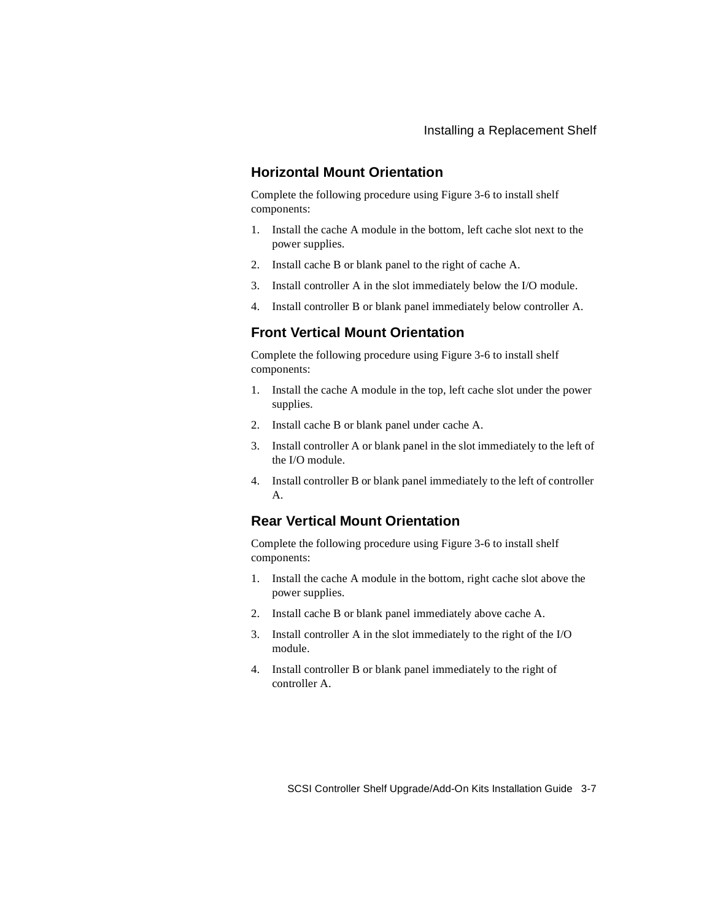### Horizontal Mount Orientation

Complete the following procedure using Figure 3-6 to install shelf components:

1. Install the cache A module in the bottom, left cache slot next to the power supplies.
2. Install cache B or blank panel to the right of cache A.
3. Install controller A in the slot immediately below the I/O module.
4. Install controller B or blank panel immediately below controller A.

### Front Vertical Mount Orientation

Complete the following procedure using Figure 3-6 to install shelf components:

1. Install the cache A module in the top, left cache slot under the power supplies.
2. Install cache B or blank panel under cache A.
3. Install controller A or blank panel in the slot immediately to the left of the I/O module.
4. Install controller B or blank panel immediately to the left of controller A.

### Rear Vertical Mount Orientation

Complete the following procedure using Figure 3-6 to install shelf components:

1. Install the cache A module in the bottom, right cache slot above the power supplies.
2. Install cache B or blank panel immediately above cache A.
3. Install controller A in the slot immediately to the right of the I/O module.
4. Install controller B or blank panel immediately to the right of controller A.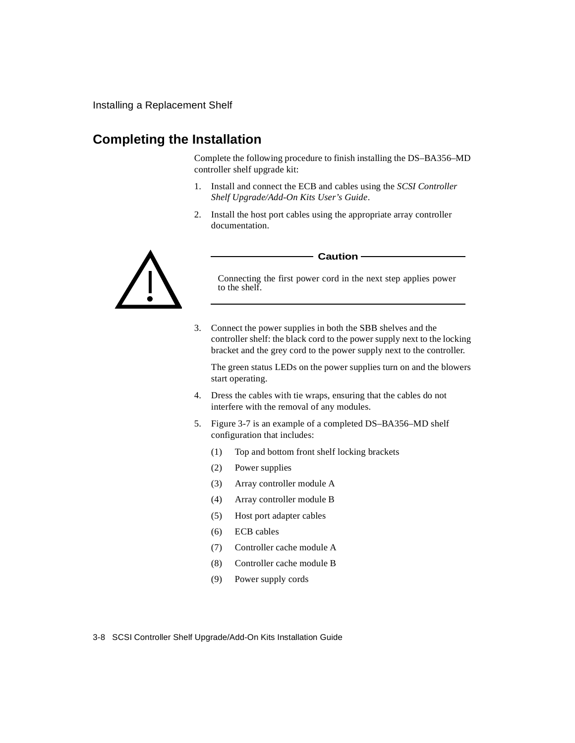## Completing the Installation

Complete the following procedure to finish installing the DS–BA356–MD controller shelf upgrade kit:

1. Install and connect the ECB and cables using the *SCSI Controller Shelf Upgrade/Add-On Kits User's Guide*.
2. Install the host port cables using the appropriate array controller documentation.

**Caution**

Connecting the first power cord in the next step applies power to the shelf.

3. Connect the power supplies in both the SBB shelves and the controller shelf: the black cord to the power supply next to the locking bracket and the grey cord to the power supply next to the controller.

   The green status LEDs on the power supplies turn on and the blowers start operating.

4. Dress the cables with tie wraps, ensuring that the cables do not interfere with the removal of any modules.
5. Figure 3-7 is an example of a completed DS–BA356–MD shelf configuration that includes:

   (1) Top and bottom front shelf locking brackets

   (2) Power supplies

   (3) Array controller module A

   (4) Array controller module B

   (5) Host port adapter cables

   (6) ECB cables

   (7) Controller cache module A

   (8) Controller cache module B

   (9) Power supply cords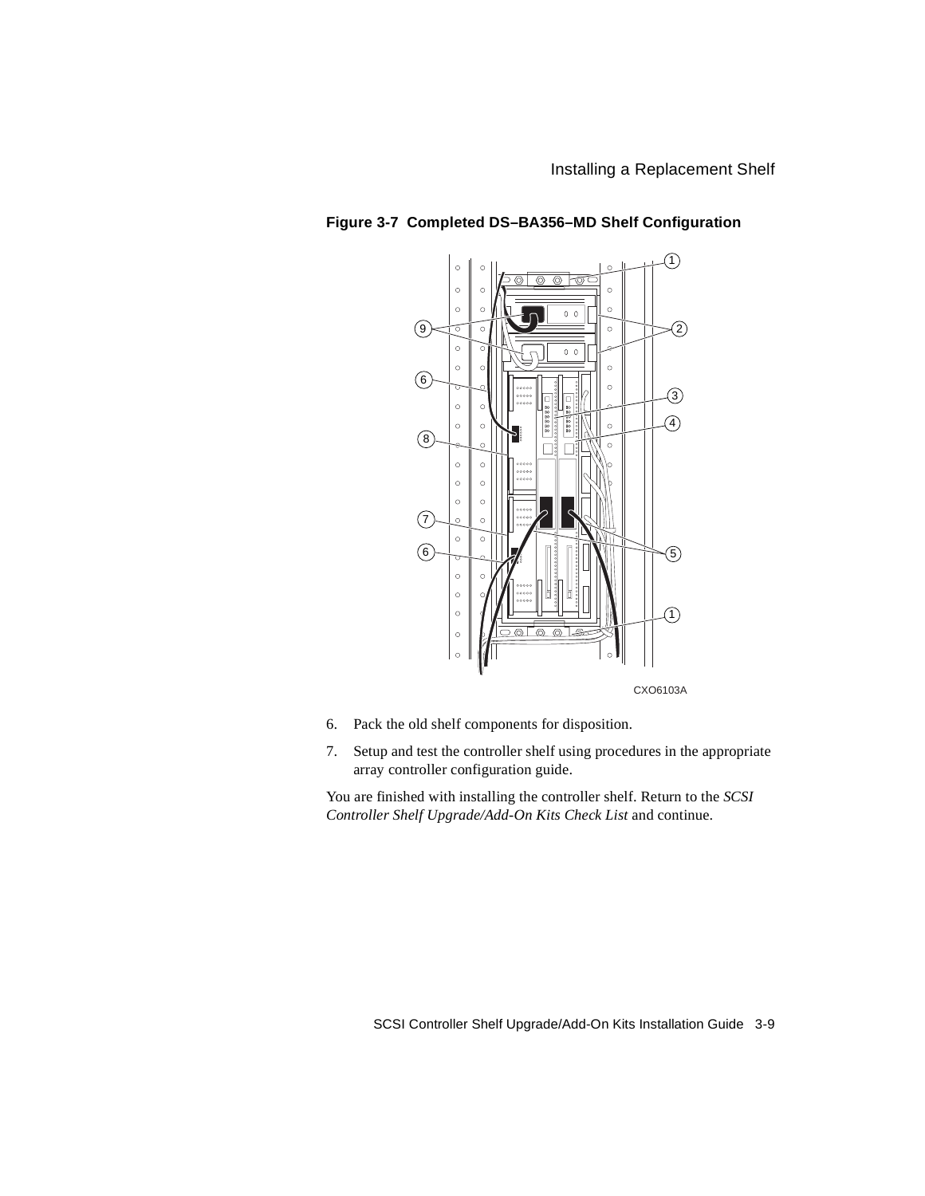**Figure 3-7 Completed DS–BA356–MD Shelf Configuration**

1
9
2
6
3
4
8
7
6
5
1
CXO6103A

6. Pack the old shelf components for disposition.
7. Setup and test the controller shelf using procedures in the appropriate array controller configuration guide.

You are finished with installing the controller shelf. Return to the *SCSI Controller Shelf Upgrade/Add-On Kits Check List* and continue.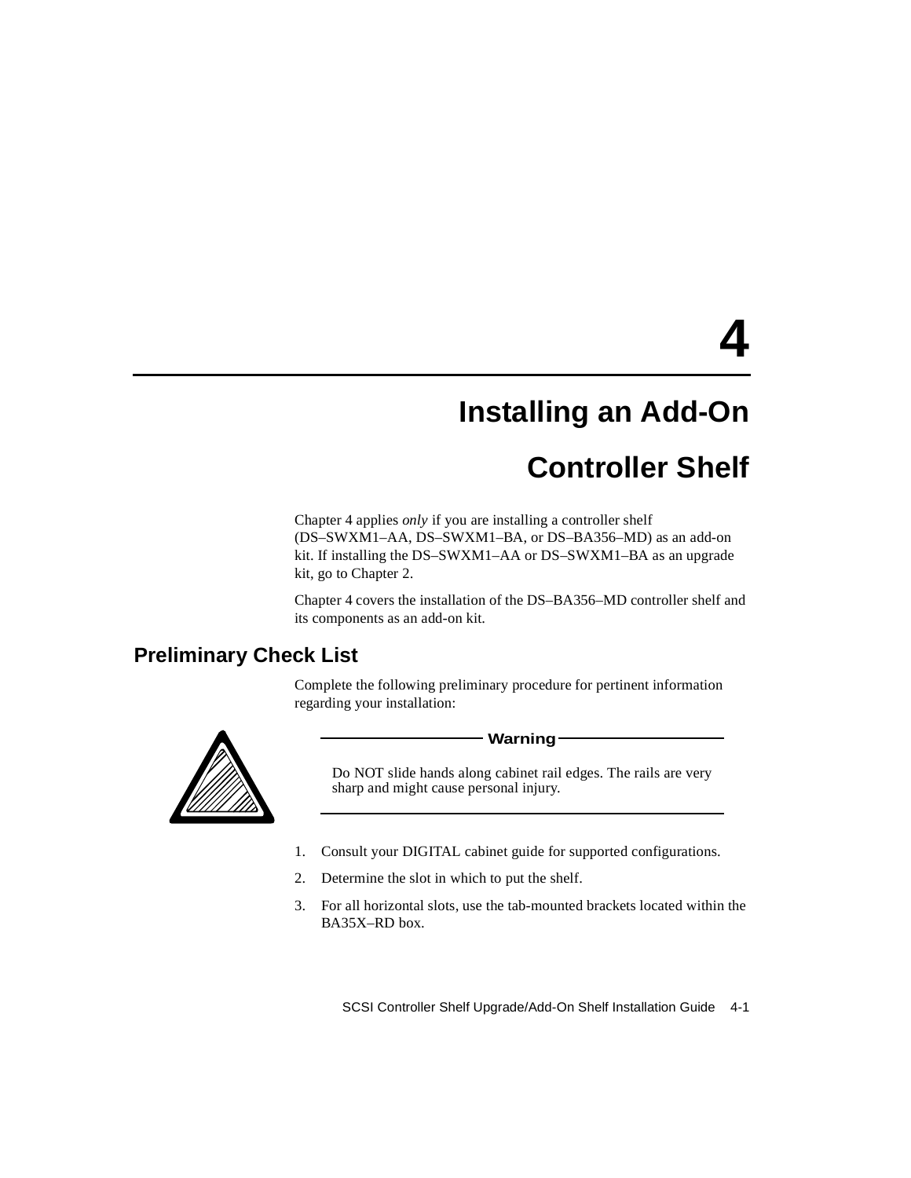# 4

# Installing an Add-On Controller Shelf

Chapter 4 applies *only* if you are installing a controller shelf (DS–SWXM1–AA, DS–SWXM1–BA, or DS–BA356–MD) as an add-on kit. If installing the DS–SWXM1–AA or DS–SWXM1–BA as an upgrade kit, go to Chapter 2.

Chapter 4 covers the installation of the DS–BA356–MD controller shelf and its components as an add-on kit.

## Preliminary Check List

Complete the following preliminary procedure for pertinent information regarding your installation:

**Warning**

Do NOT slide hands along cabinet rail edges. The rails are very sharp and might cause personal injury.

1. Consult your DIGITAL cabinet guide for supported configurations.
2. Determine the slot in which to put the shelf.
3. For all horizontal slots, use the tab-mounted brackets located within the BA35X–RD box.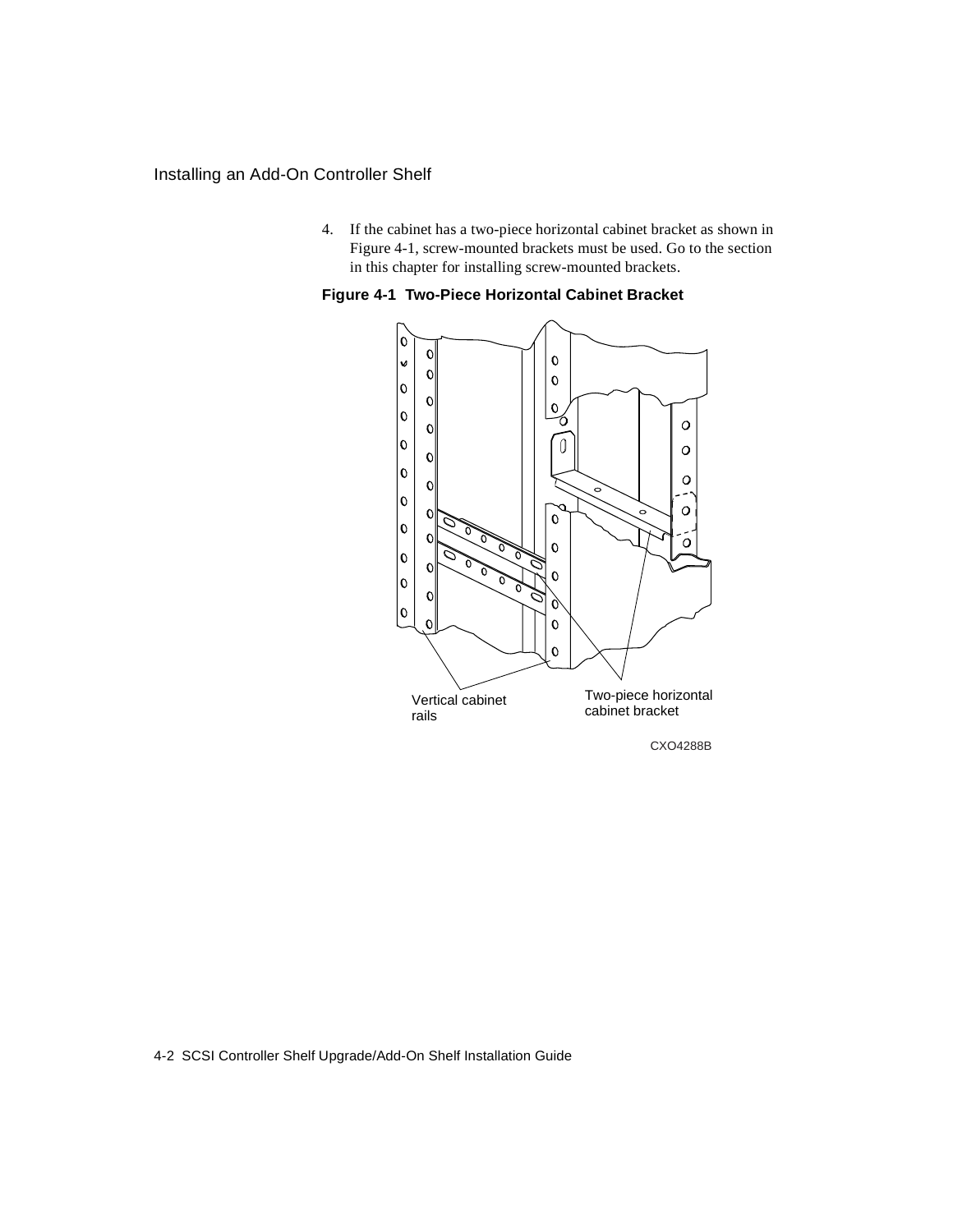4. If the cabinet has a two-piece horizontal cabinet bracket as shown in Figure 4-1, screw-mounted brackets must be used. Go to the section in this chapter for installing screw-mounted brackets.

**Figure 4-1 Two-Piece Horizontal Cabinet Bracket**

Vertical cabinet rails

Two-piece horizontal cabinet bracket

CXO4288B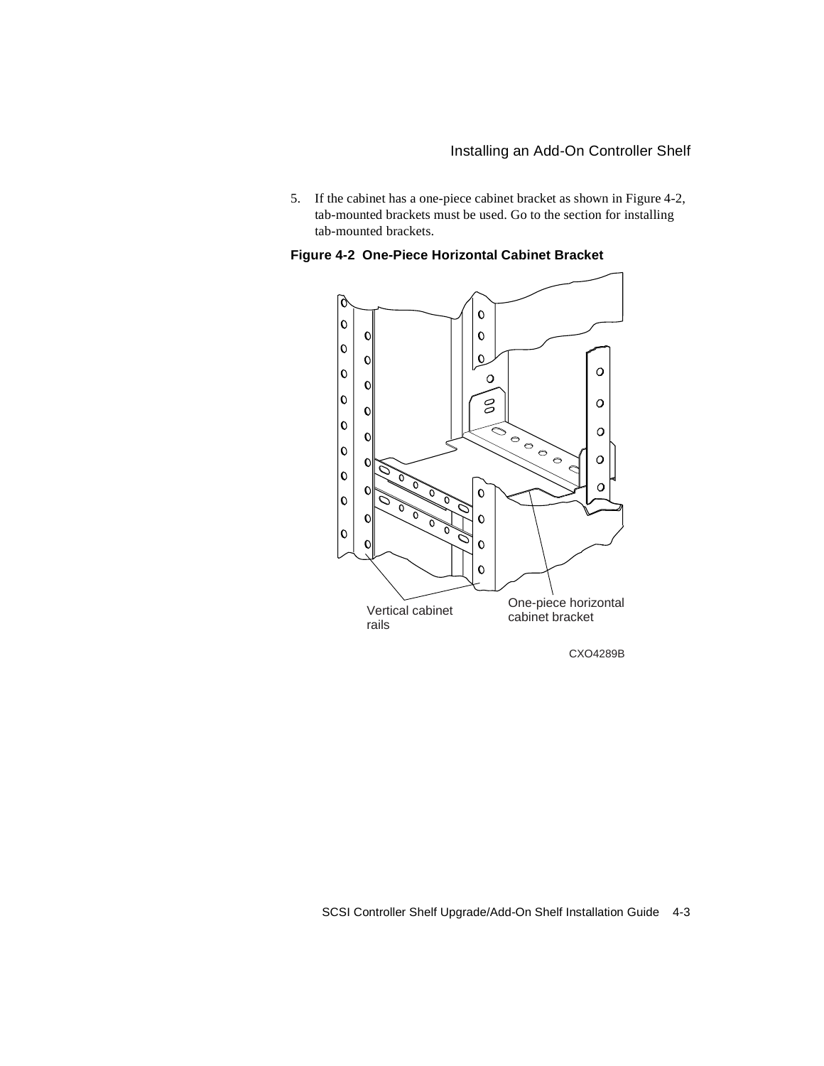5. If the cabinet has a one-piece cabinet bracket as shown in Figure 4-2, tab-mounted brackets must be used. Go to the section for installing tab-mounted brackets.

**Figure 4-2 One-Piece Horizontal Cabinet Bracket**

Vertical cabinet rails

One-piece horizontal cabinet bracket

CXO4289B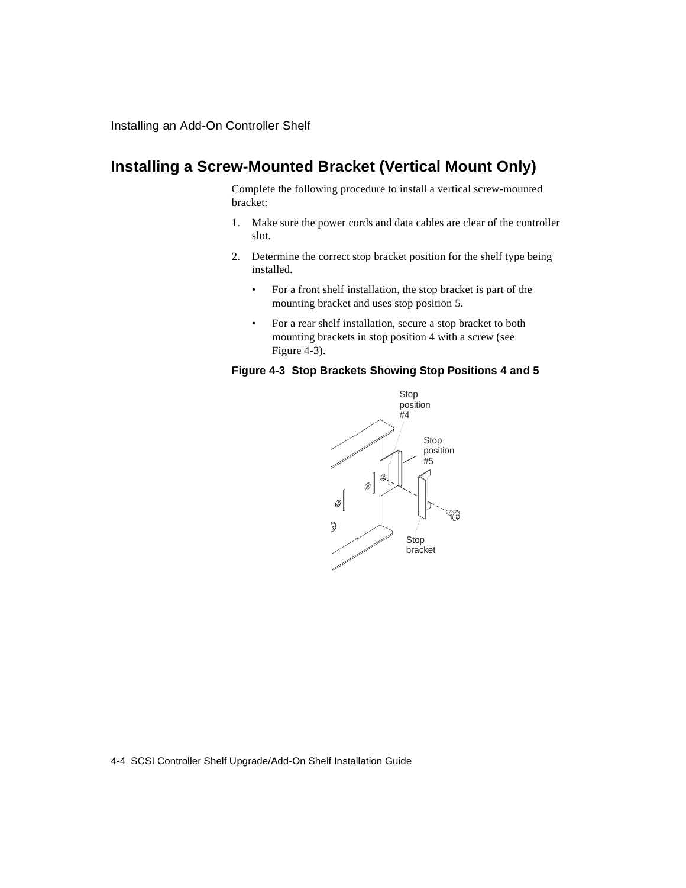## Installing a Screw-Mounted Bracket (Vertical Mount Only)

Complete the following procedure to install a vertical screw-mounted bracket:

1. Make sure the power cords and data cables are clear of the controller slot.
2. Determine the correct stop bracket position for the shelf type being installed.
   - For a front shelf installation, the stop bracket is part of the mounting bracket and uses stop position 5.
   - For a rear shelf installation, secure a stop bracket to both mounting brackets in stop position 4 with a screw (see Figure 4-3).

**Figure 4-3 Stop Brackets Showing Stop Positions 4 and 5**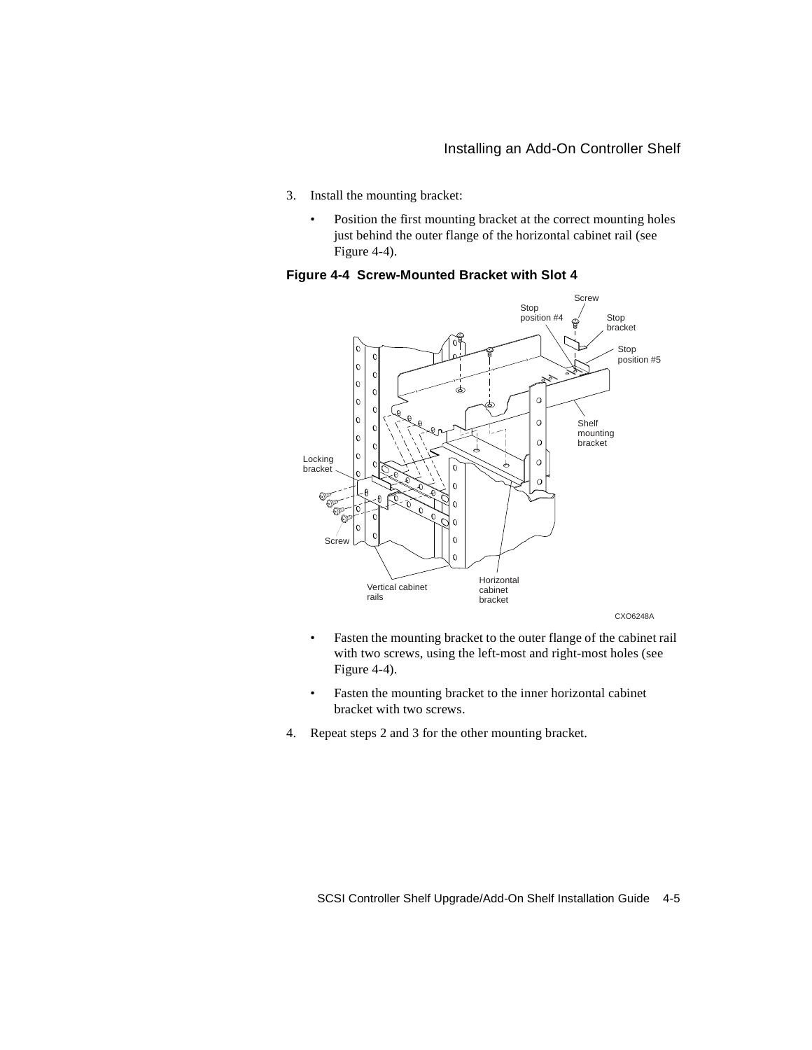3. Install the mounting bracket:

   - Position the first mounting bracket at the correct mounting holes just behind the outer flange of the horizontal cabinet rail (see Figure 4-4).

**Figure 4-4 Screw-Mounted Bracket with Slot 4**

Screw
Stop position #4
Stop bracket
Stop position #5
Shelf mounting bracket
Locking bracket
Screw
Vertical cabinet rails
Horizontal cabinet bracket
CXO6248A

   - Fasten the mounting bracket to the outer flange of the cabinet rail with two screws, using the left-most and right-most holes (see Figure 4-4).

   - Fasten the mounting bracket to the inner horizontal cabinet bracket with two screws.

4. Repeat steps 2 and 3 for the other mounting bracket.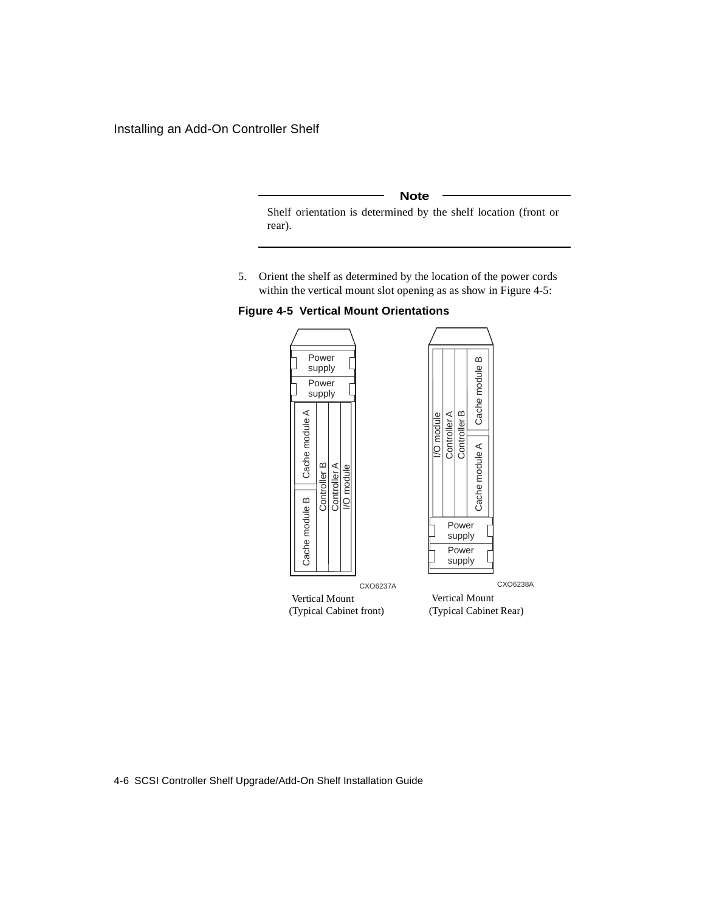---

**Note**

Shelf orientation is determined by the shelf location (front or rear).

---

5. Orient the shelf as determined by the location of the power cords within the vertical mount slot opening as as show in Figure 4-5:

**Figure 4-5 Vertical Mount Orientations**

Power supply
Power supply
Cache module A
Cache module B
Controller B
Controller A
I/O module
CXO6237A

Vertical Mount
(Typical Cabinet front)

I/O module
Controller A
Controller B
Cache module B
Cache module A
Power supply
Power supply
CXO6238A

Vertical Mount
(Typical Cabinet Rear)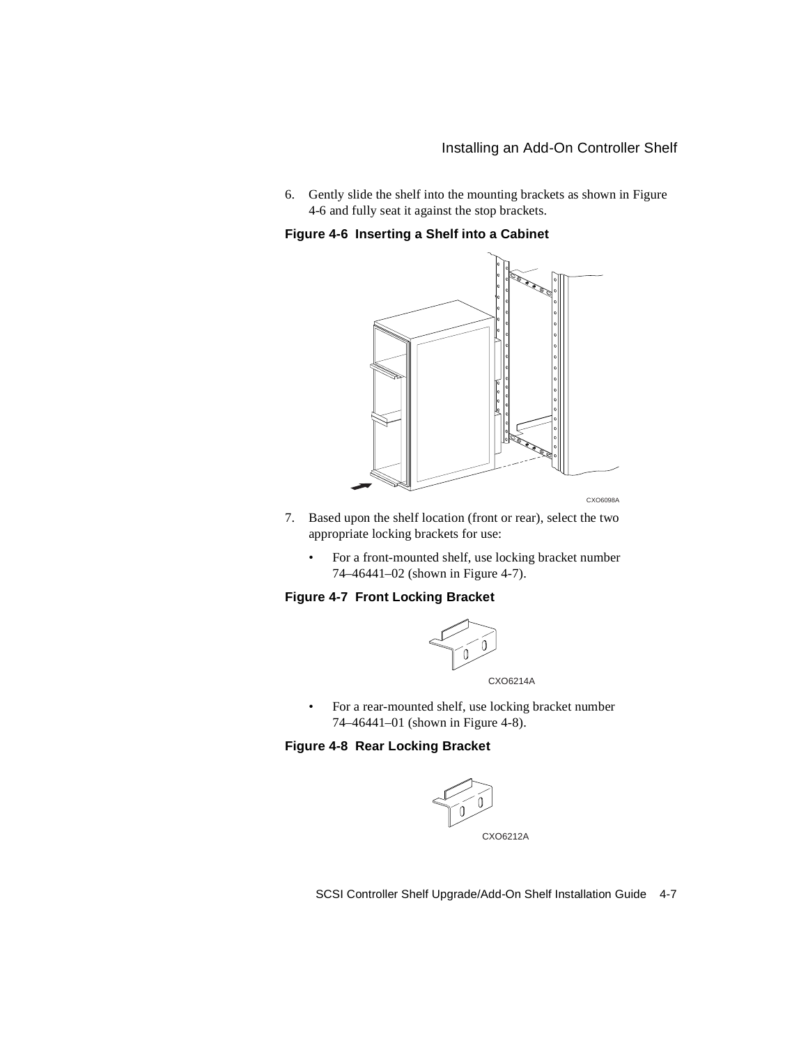6. Gently slide the shelf into the mounting brackets as shown in Figure 4-6 and fully seat it against the stop brackets.

**Figure 4-6 Inserting a Shelf into a Cabinet**

CXO6098A

7. Based upon the shelf location (front or rear), select the two appropriate locking brackets for use:

   - For a front-mounted shelf, use locking bracket number 74–46441–02 (shown in Figure 4-7).

**Figure 4-7 Front Locking Bracket**

CXO6214A

   - For a rear-mounted shelf, use locking bracket number 74–46441–01 (shown in Figure 4-8).

**Figure 4-8 Rear Locking Bracket**

CXO6212A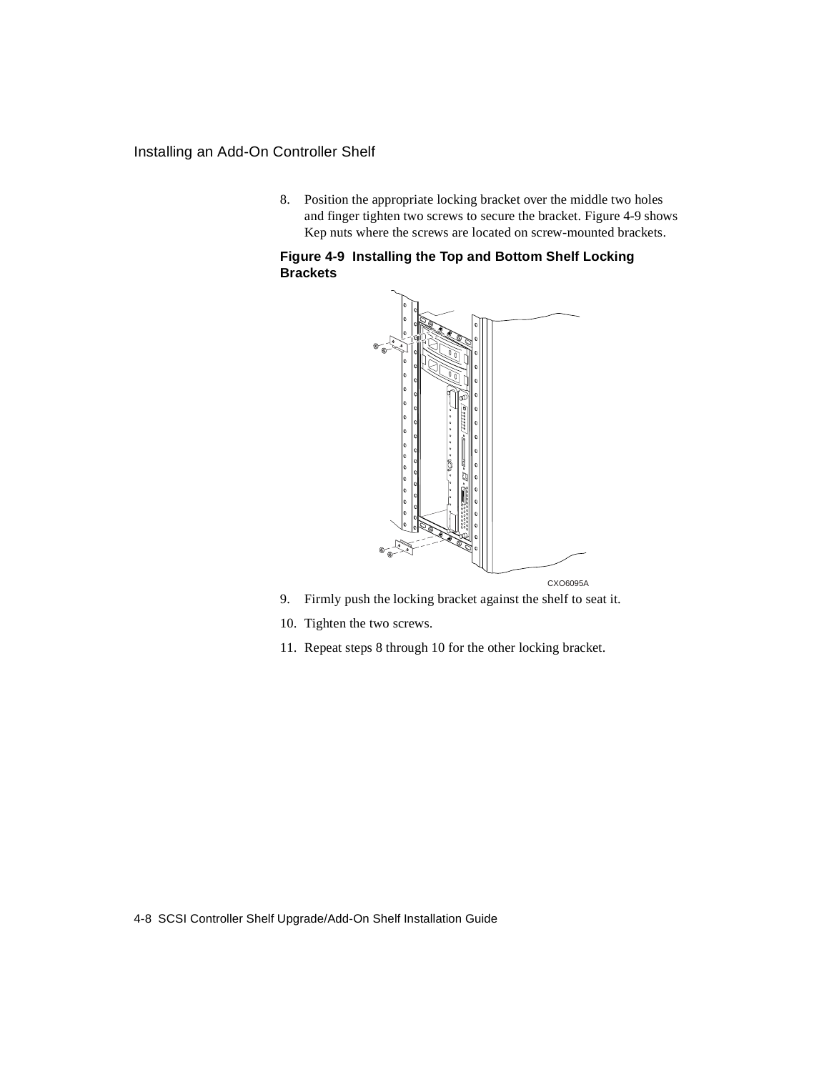8. Position the appropriate locking bracket over the middle two holes and finger tighten two screws to secure the bracket. Figure 4-9 shows Kep nuts where the screws are located on screw-mounted brackets.

**Figure 4-9 Installing the Top and Bottom Shelf Locking Brackets**

CXO6095A

9. Firmly push the locking bracket against the shelf to seat it.
10. Tighten the two screws.
11. Repeat steps 8 through 10 for the other locking bracket.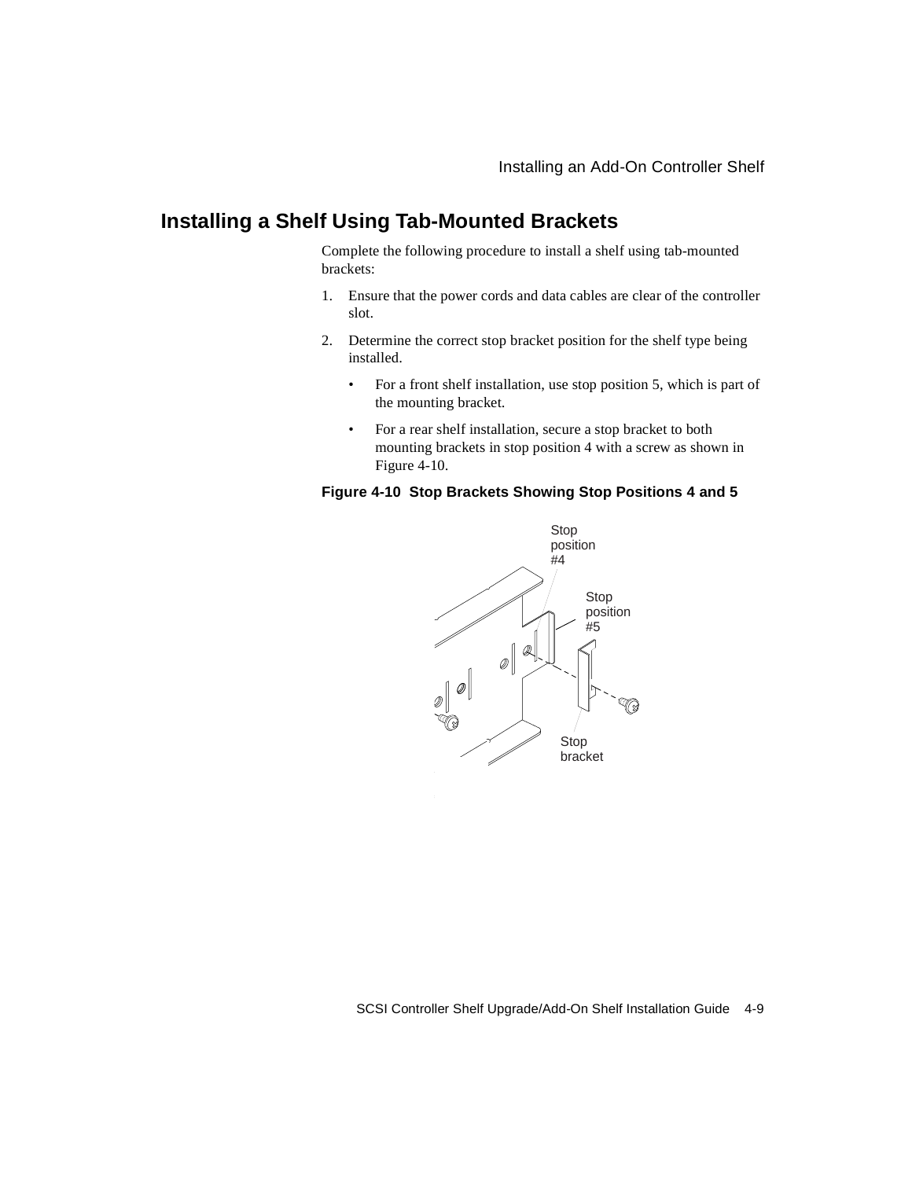## Installing a Shelf Using Tab-Mounted Brackets

Complete the following procedure to install a shelf using tab-mounted brackets:

1. Ensure that the power cords and data cables are clear of the controller slot.
2. Determine the correct stop bracket position for the shelf type being installed.
   - For a front shelf installation, use stop position 5, which is part of the mounting bracket.
   - For a rear shelf installation, secure a stop bracket to both mounting brackets in stop position 4 with a screw as shown in Figure 4-10.

**Figure 4-10 Stop Brackets Showing Stop Positions 4 and 5**

Stop position #4

Stop position #5

Stop bracket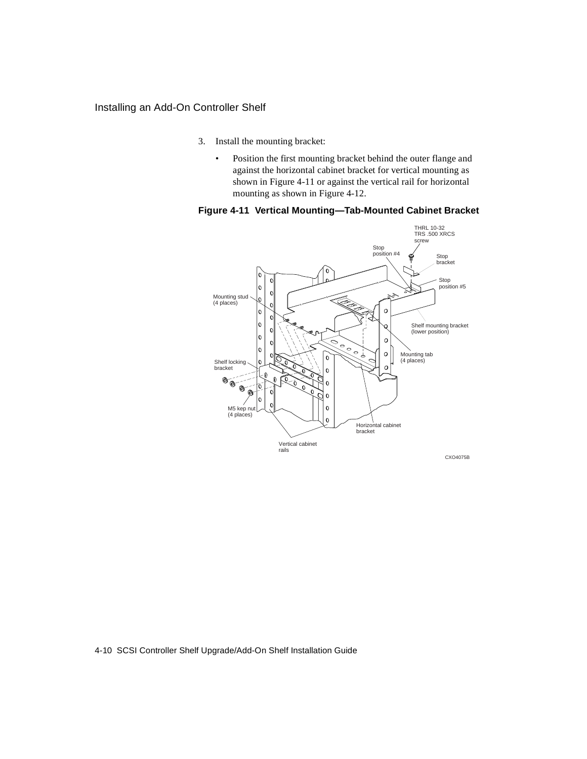3. Install the mounting bracket:

   - Position the first mounting bracket behind the outer flange and against the horizontal cabinet bracket for vertical mounting as shown in Figure 4-11 or against the vertical rail for horizontal mounting as shown in Figure 4-12.

**Figure 4-11 Vertical Mounting—Tab-Mounted Cabinet Bracket**

THRL 10-32
TRS .500 XRCS
screw

Stop
position #4

Stop
bracket

Stop
position #5

Mounting stud
(4 places)

Shelf mounting bracket
(lower position)

Mounting tab
(4 places)

Shelf locking
bracket

M5 kep nut
(4 places)

Horizontal cabinet
bracket

Vertical cabinet
rails

CXO4075B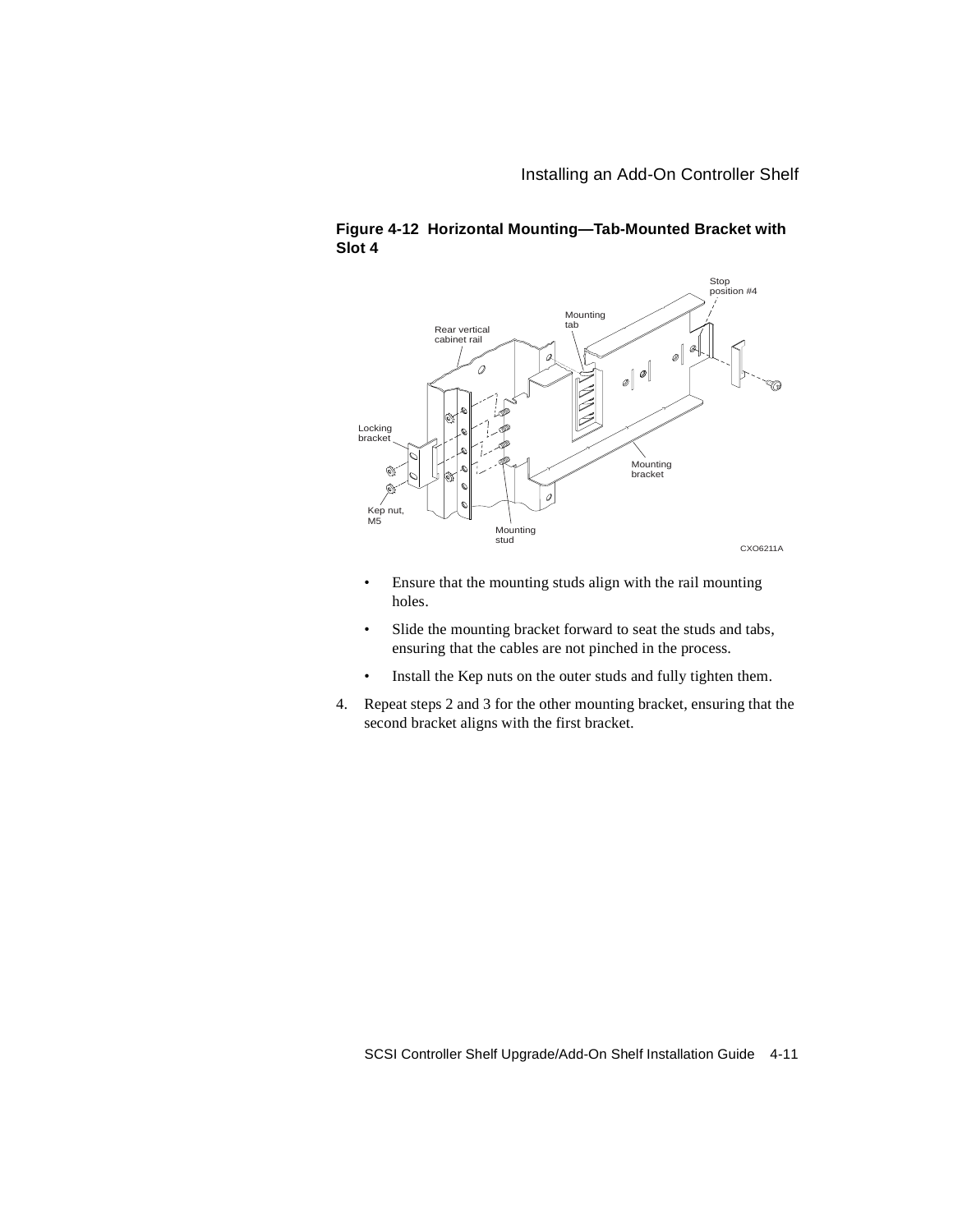**Figure 4-12 Horizontal Mounting—Tab-Mounted Bracket with Slot 4**

- Ensure that the mounting studs align with the rail mounting holes.
- Slide the mounting bracket forward to seat the studs and tabs, ensuring that the cables are not pinched in the process.
- Install the Kep nuts on the outer studs and fully tighten them.

4. Repeat steps 2 and 3 for the other mounting bracket, ensuring that the second bracket aligns with the first bracket.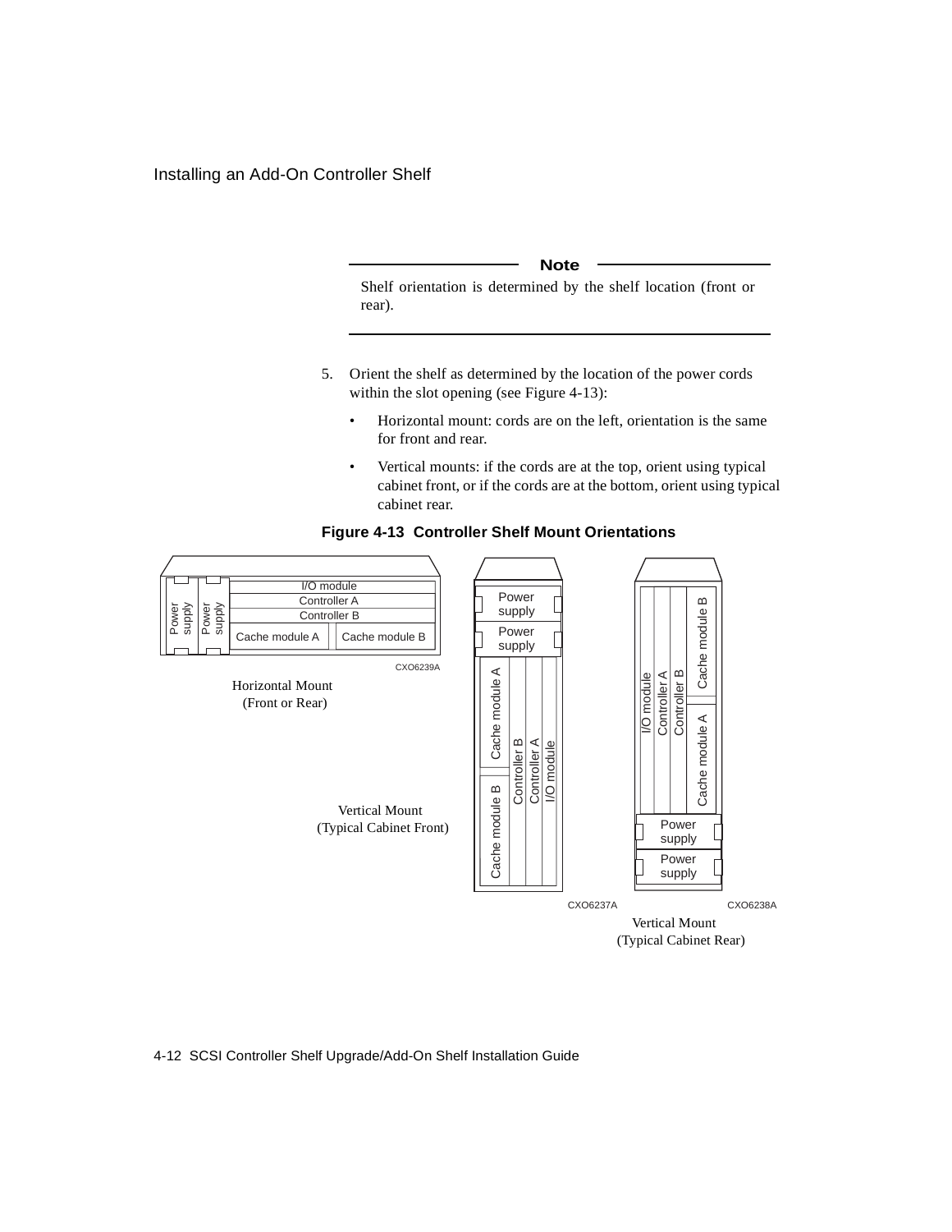**Note**

Shelf orientation is determined by the shelf location (front or rear).

5. Orient the shelf as determined by the location of the power cords within the slot opening (see Figure 4-13):

   - Horizontal mount: cords are on the left, orientation is the same for front and rear.
   - Vertical mounts: if the cords are at the top, orient using typical cabinet front, or if the cords are at the bottom, orient using typical cabinet rear.

**Figure 4-13 Controller Shelf Mount Orientations**

Power supply
Power supply
I/O module
Controller A
Controller B
Cache module A
Cache module B
CXO6239A
Horizontal Mount (Front or Rear)

Power supply
Power supply
Cache module A
Cache module B
Controller B
Controller A
I/O module
Vertical Mount (Typical Cabinet Front)
CXO6237A

I/O module
Controller A
Controller B
Cache module B
Cache module A
Power supply
Power supply
CXO6238A
Vertical Mount (Typical Cabinet Rear)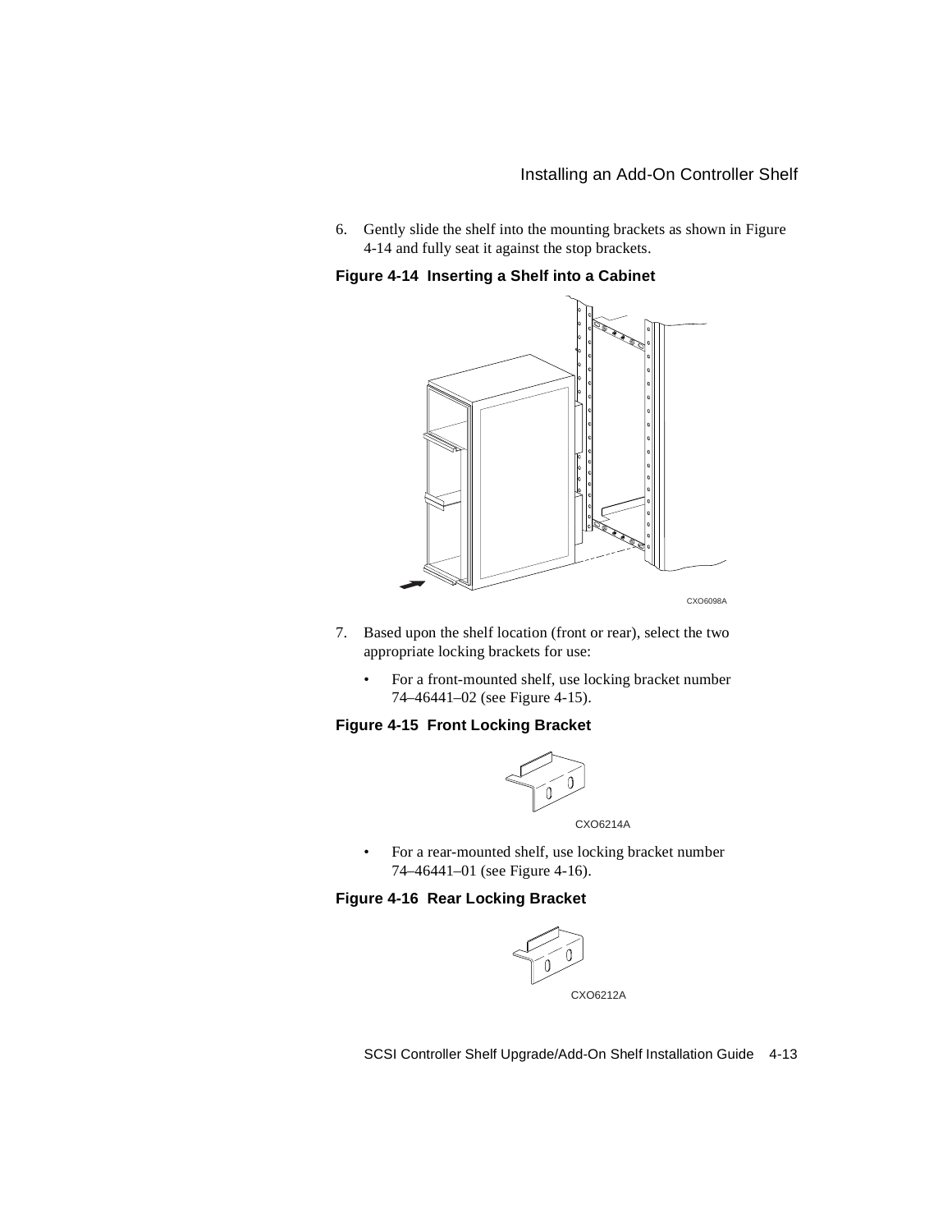6. Gently slide the shelf into the mounting brackets as shown in Figure 4-14 and fully seat it against the stop brackets.

**Figure 4-14 Inserting a Shelf into a Cabinet**

CXO6098A

7. Based upon the shelf location (front or rear), select the two appropriate locking brackets for use:

   - For a front-mounted shelf, use locking bracket number 74–46441–02 (see Figure 4-15).

**Figure 4-15 Front Locking Bracket**

CXO6214A

   - For a rear-mounted shelf, use locking bracket number 74–46441–01 (see Figure 4-16).

**Figure 4-16 Rear Locking Bracket**

CXO6212A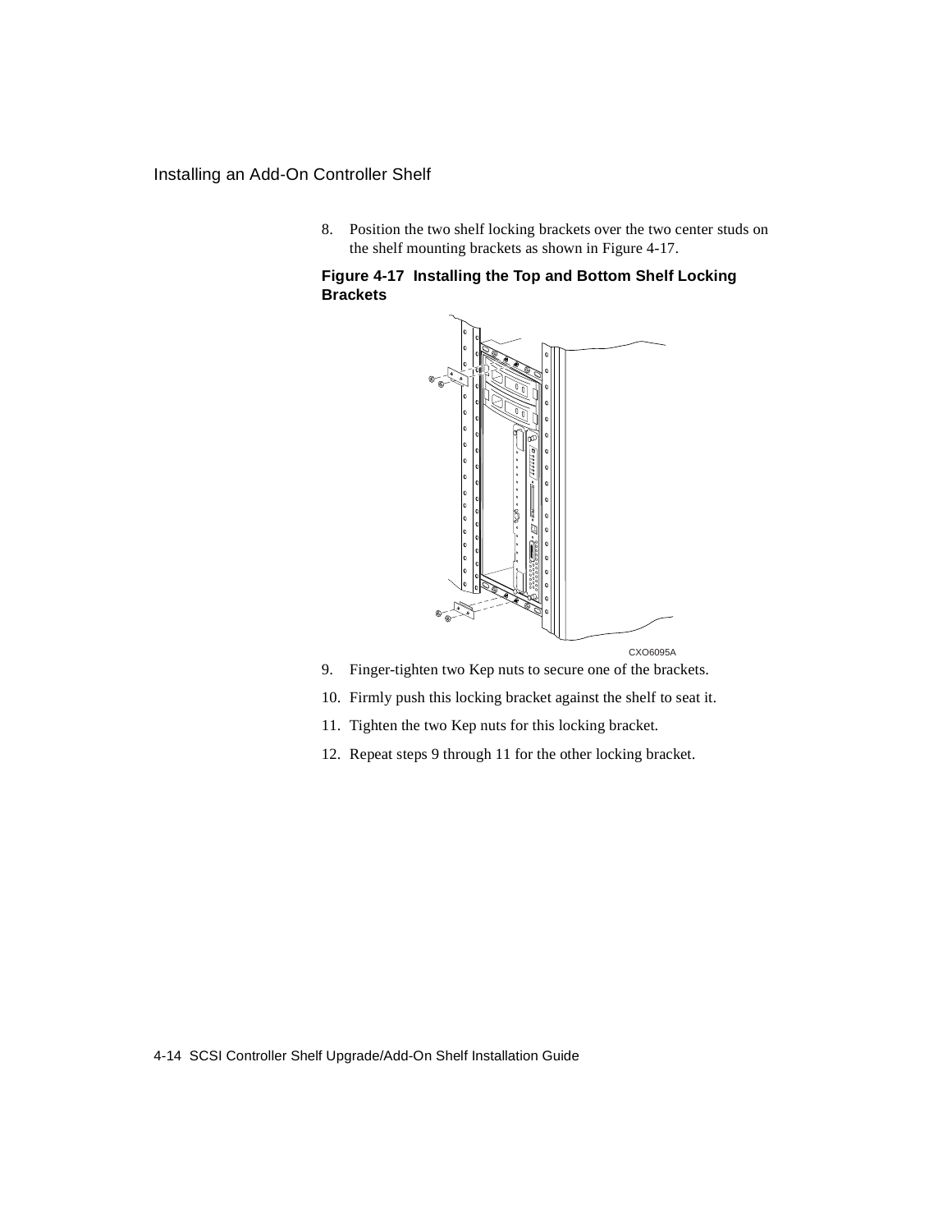8. Position the two shelf locking brackets over the two center studs on the shelf mounting brackets as shown in Figure 4-17.

**Figure 4-17 Installing the Top and Bottom Shelf Locking Brackets**

CXO6095A

9. Finger-tighten two Kep nuts to secure one of the brackets.
10. Firmly push this locking bracket against the shelf to seat it.
11. Tighten the two Kep nuts for this locking bracket.
12. Repeat steps 9 through 11 for the other locking bracket.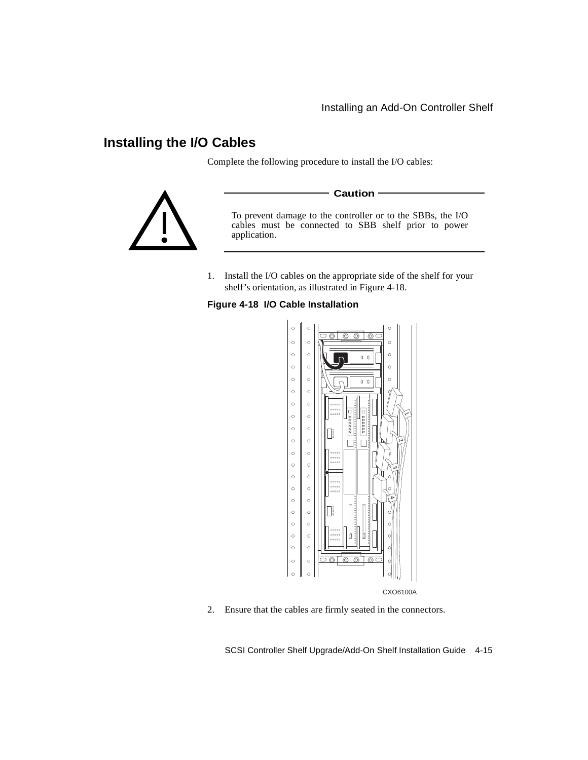## Installing the I/O Cables

Complete the following procedure to install the I/O cables:

**Caution**

To prevent damage to the controller or to the SBBs, the I/O cables must be connected to SBB shelf prior to power application.

1. Install the I/O cables on the appropriate side of the shelf for your shelf's orientation, as illustrated in Figure 4-18.

**Figure 4-18 I/O Cable Installation**

1
2
3
4

CXO6100A

2. Ensure that the cables are firmly seated in the connectors.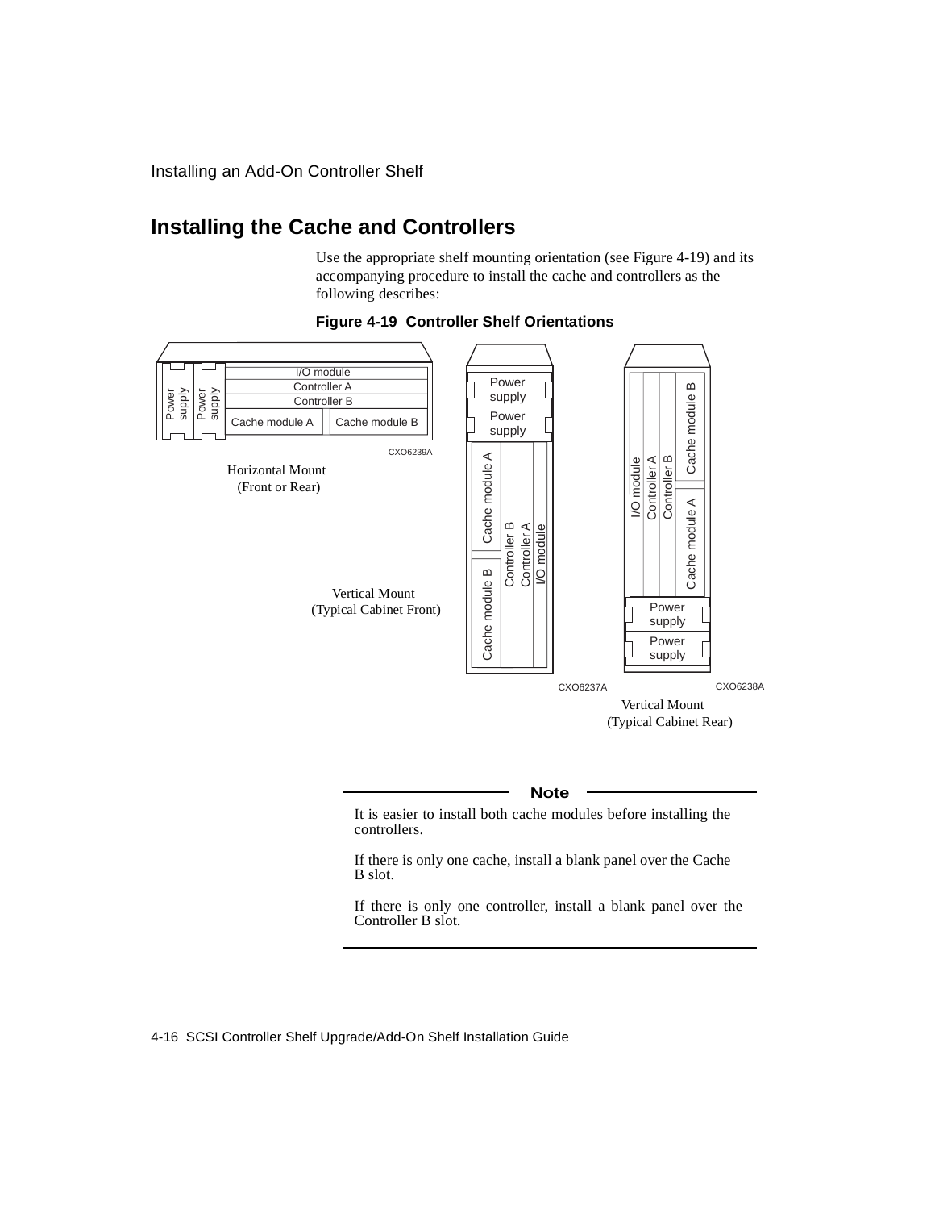## Installing the Cache and Controllers

Use the appropriate shelf mounting orientation (see Figure 4-19) and its accompanying procedure to install the cache and controllers as the following describes:

**Figure 4-19 Controller Shelf Orientations**

I/O module
Controller A
Controller B
Power supply
Power supply
Cache module A
Cache module B
CXO6239A

Horizontal Mount
(Front or Rear)

Power supply
Power supply
Cache module A
Cache module B
Controller B
Controller A
I/O module
CXO6237A

Vertical Mount
(Typical Cabinet Front)

I/O module
Controller A
Controller B
Cache module B
Cache module A
Power supply
Power supply
CXO6238A

Vertical Mount
(Typical Cabinet Rear)

---

**Note**

It is easier to install both cache modules before installing the controllers.

If there is only one cache, install a blank panel over the Cache B slot.

If there is only one controller, install a blank panel over the Controller B slot.

---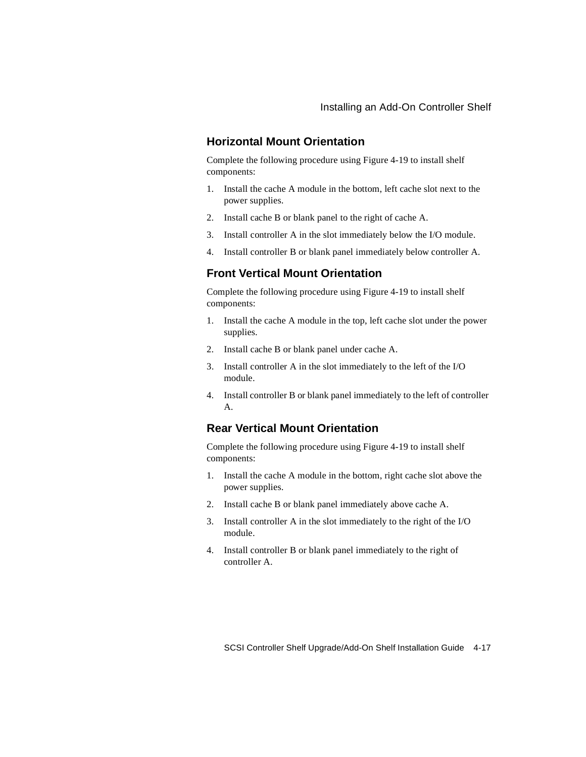## Horizontal Mount Orientation

Complete the following procedure using Figure 4-19 to install shelf components:

1. Install the cache A module in the bottom, left cache slot next to the power supplies.
2. Install cache B or blank panel to the right of cache A.
3. Install controller A in the slot immediately below the I/O module.
4. Install controller B or blank panel immediately below controller A.

## Front Vertical Mount Orientation

Complete the following procedure using Figure 4-19 to install shelf components:

1. Install the cache A module in the top, left cache slot under the power supplies.
2. Install cache B or blank panel under cache A.
3. Install controller A in the slot immediately to the left of the I/O module.
4. Install controller B or blank panel immediately to the left of controller A.

## Rear Vertical Mount Orientation

Complete the following procedure using Figure 4-19 to install shelf components:

1. Install the cache A module in the bottom, right cache slot above the power supplies.
2. Install cache B or blank panel immediately above cache A.
3. Install controller A in the slot immediately to the right of the I/O module.
4. Install controller B or blank panel immediately to the right of controller A.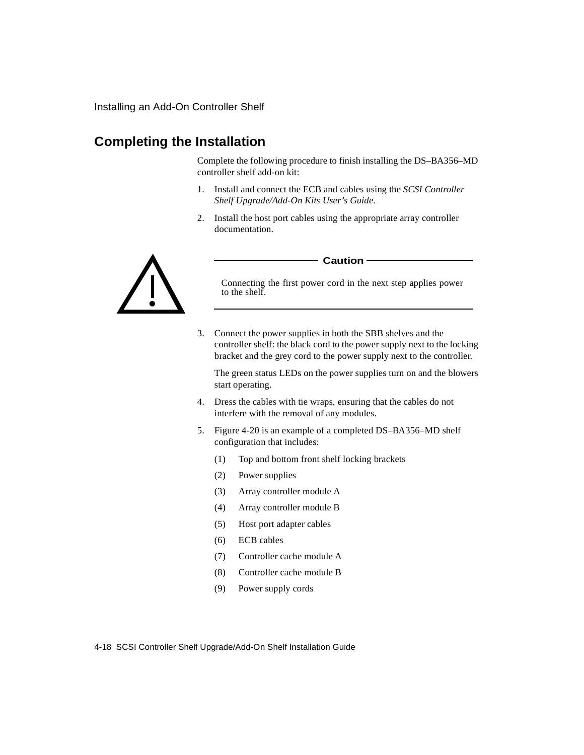## Completing the Installation

Complete the following procedure to finish installing the DS–BA356–MD controller shelf add-on kit:

1. Install and connect the ECB and cables using the *SCSI Controller Shelf Upgrade/Add-On Kits User's Guide*.
2. Install the host port cables using the appropriate array controller documentation.

**Caution**

Connecting the first power cord in the next step applies power to the shelf.

3. Connect the power supplies in both the SBB shelves and the controller shelf: the black cord to the power supply next to the locking bracket and the grey cord to the power supply next to the controller.

   The green status LEDs on the power supplies turn on and the blowers start operating.

4. Dress the cables with tie wraps, ensuring that the cables do not interfere with the removal of any modules.
5. Figure 4-20 is an example of a completed DS–BA356–MD shelf configuration that includes:

   (1) Top and bottom front shelf locking brackets

   (2) Power supplies

   (3) Array controller module A

   (4) Array controller module B

   (5) Host port adapter cables

   (6) ECB cables

   (7) Controller cache module A

   (8) Controller cache module B

   (9) Power supply cords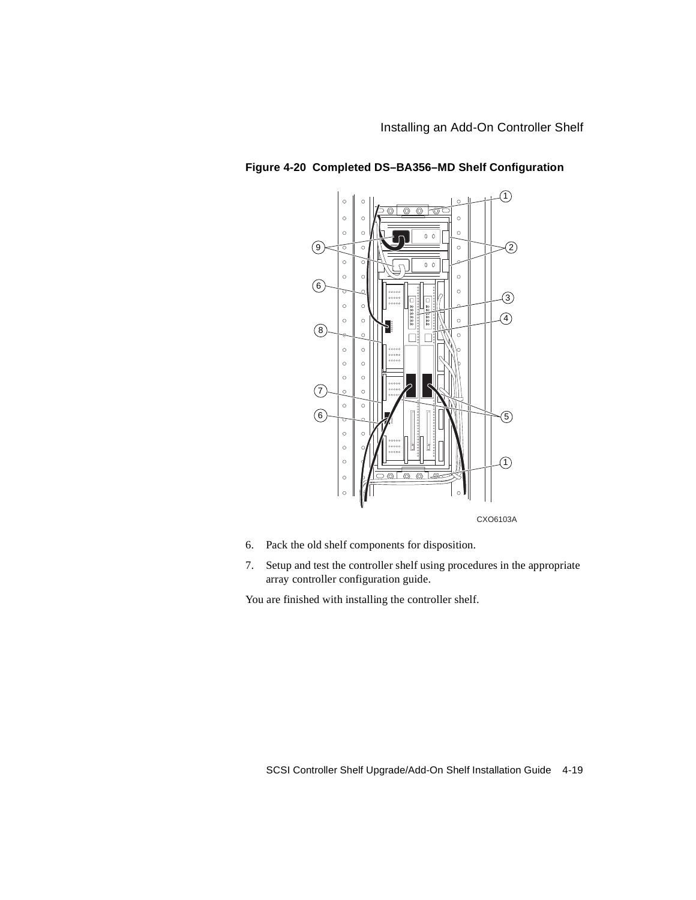**Figure 4-20 Completed DS–BA356–MD Shelf Configuration**

1
9
2
6
3
4
8
7
5
6
1

CXO6103A

6. Pack the old shelf components for disposition.
7. Setup and test the controller shelf using procedures in the appropriate array controller configuration guide.

You are finished with installing the controller shelf.